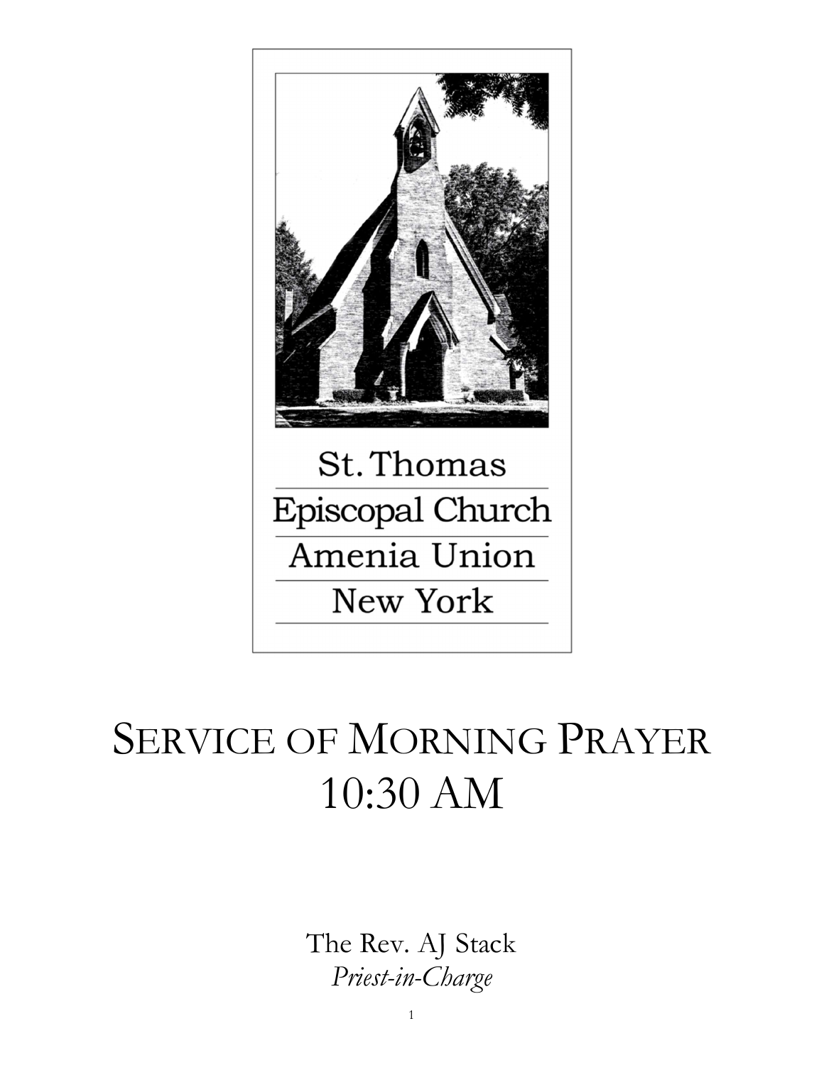St. Thomas
Episcopal Church
Amenia Union
New York

# SERVICE OF MORNING PRAYER
# 10:30 AM

The Rev. AJ Stack
*Priest-in-Charge*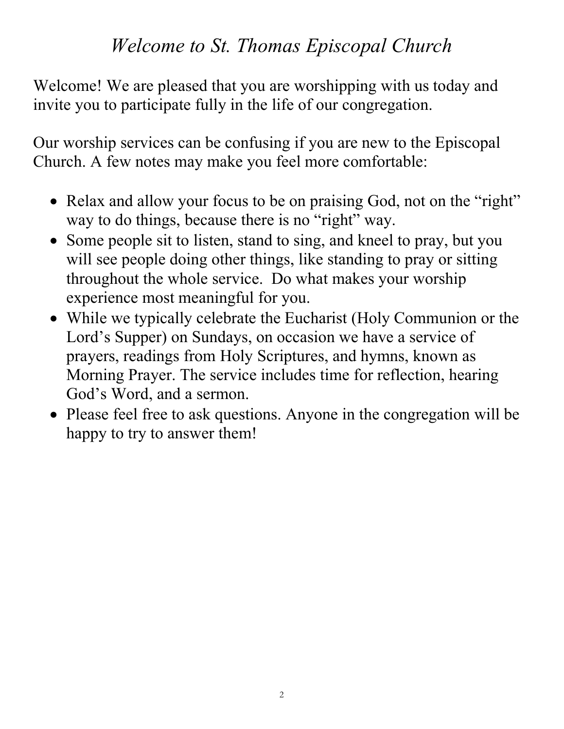# *Welcome to St. Thomas Episcopal Church*

Welcome! We are pleased that you are worshipping with us today and invite you to participate fully in the life of our congregation.

Our worship services can be confusing if you are new to the Episcopal Church. A few notes may make you feel more comfortable:

- Relax and allow your focus to be on praising God, not on the "right" way to do things, because there is no "right" way.
- Some people sit to listen, stand to sing, and kneel to pray, but you will see people doing other things, like standing to pray or sitting throughout the whole service. Do what makes your worship experience most meaningful for you.
- While we typically celebrate the Eucharist (Holy Communion or the Lord's Supper) on Sundays, on occasion we have a service of prayers, readings from Holy Scriptures, and hymns, known as Morning Prayer. The service includes time for reflection, hearing God's Word, and a sermon.
- Please feel free to ask questions. Anyone in the congregation will be happy to try to answer them!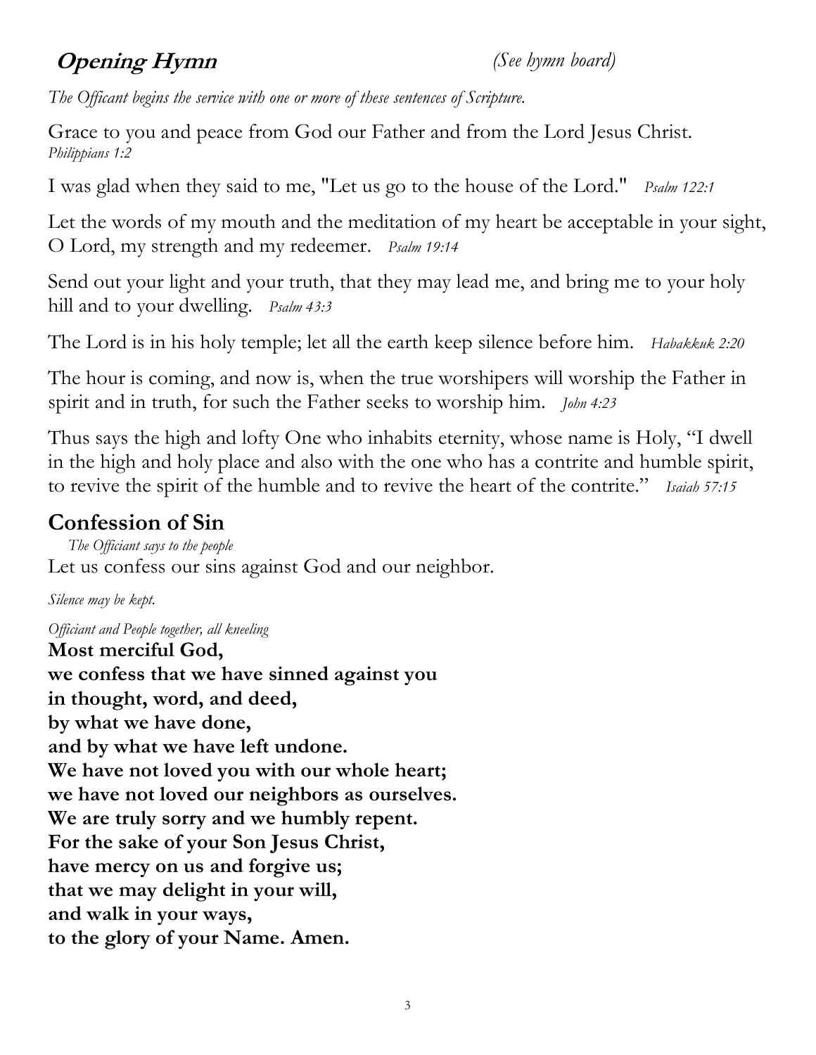## ***Opening Hymn*** *(See hymn board)*

*The Officant begins the service with one or more of these sentences of Scripture.*

Grace to you and peace from God our Father and from the Lord Jesus Christ.
*Philippians 1:2*

I was glad when they said to me, "Let us go to the house of the Lord." *Psalm 122:1*

Let the words of my mouth and the meditation of my heart be acceptable in your sight, O Lord, my strength and my redeemer. *Psalm 19:14*

Send out your light and your truth, that they may lead me, and bring me to your holy hill and to your dwelling. *Psalm 43:3*

The Lord is in his holy temple; let all the earth keep silence before him. *Habakkuk 2:20*

The hour is coming, and now is, when the true worshipers will worship the Father in spirit and in truth, for such the Father seeks to worship him. *John 4:23*

Thus says the high and lofty One who inhabits eternity, whose name is Holy, "I dwell in the high and holy place and also with the one who has a contrite and humble spirit, to revive the spirit of the humble and to revive the heart of the contrite." *Isaiah 57:15*

## Confession of Sin

*The Officiant says to the people*
Let us confess our sins against God and our neighbor.

*Silence may be kept.*

*Officiant and People together, all kneeling*
**Most merciful God,**
**we confess that we have sinned against you**
**in thought, word, and deed,**
**by what we have done,**
**and by what we have left undone.**
**We have not loved you with our whole heart;**
**we have not loved our neighbors as ourselves.**
**We are truly sorry and we humbly repent.**
**For the sake of your Son Jesus Christ,**
**have mercy on us and forgive us;**
**that we may delight in your will,**
**and walk in your ways,**
**to the glory of your Name. Amen.**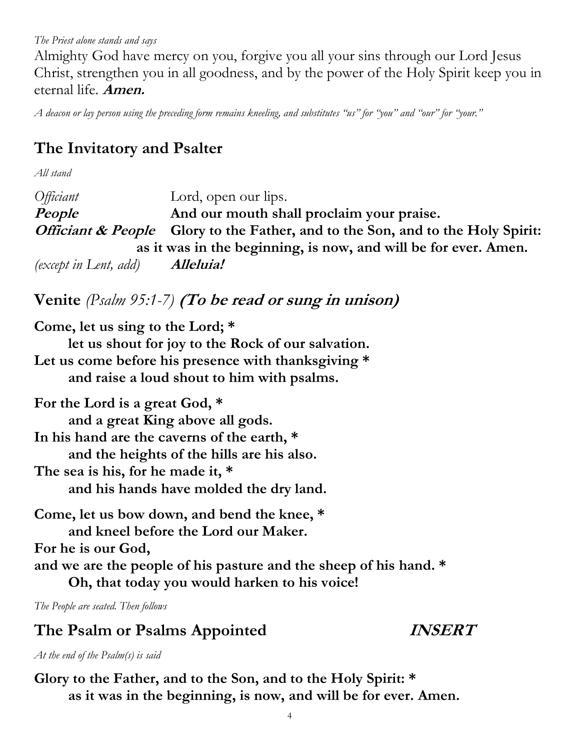*The Priest alone stands and says*

Almighty God have mercy on you, forgive you all your sins through our Lord Jesus Christ, strengthen you in all goodness, and by the power of the Holy Spirit keep you in eternal life. ***Amen.***

*A deacon or lay person using the preceding form remains kneeling, and substitutes "us" for "you" and "our" for "your."*

## The Invitatory and Psalter

*All stand*

*Officiant* Lord, open our lips.
***People*** **And our mouth shall proclaim your praise.**
***Officiant & People*** **Glory to the Father, and to the Son, and to the Holy Spirit:
as it was in the beginning, is now, and will be for ever. Amen.**
*(except in Lent, add)* ***Alleluia!***

## Venite *(Psalm 95:1-7)* ***(To be read or sung in unison)***

**Come, let us sing to the Lord; *
let us shout for joy to the Rock of our salvation.
Let us come before his presence with thanksgiving *
and raise a loud shout to him with psalms.**

**For the Lord is a great God, *
and a great King above all gods.
In his hand are the caverns of the earth, *
and the heights of the hills are his also.
The sea is his, for he made it, *
and his hands have molded the dry land.**

**Come, let us bow down, and bend the knee, *
and kneel before the Lord our Maker.
For he is our God,
and we are the people of his pasture and the sheep of his hand. *
Oh, that today you would harken to his voice!**

*The People are seated. Then follows*

## The Psalm or Psalms Appointed ***INSERT***

*At the end of the Psalm(s) is said*

**Glory to the Father, and to the Son, and to the Holy Spirit: *
as it was in the beginning, is now, and will be for ever. Amen.**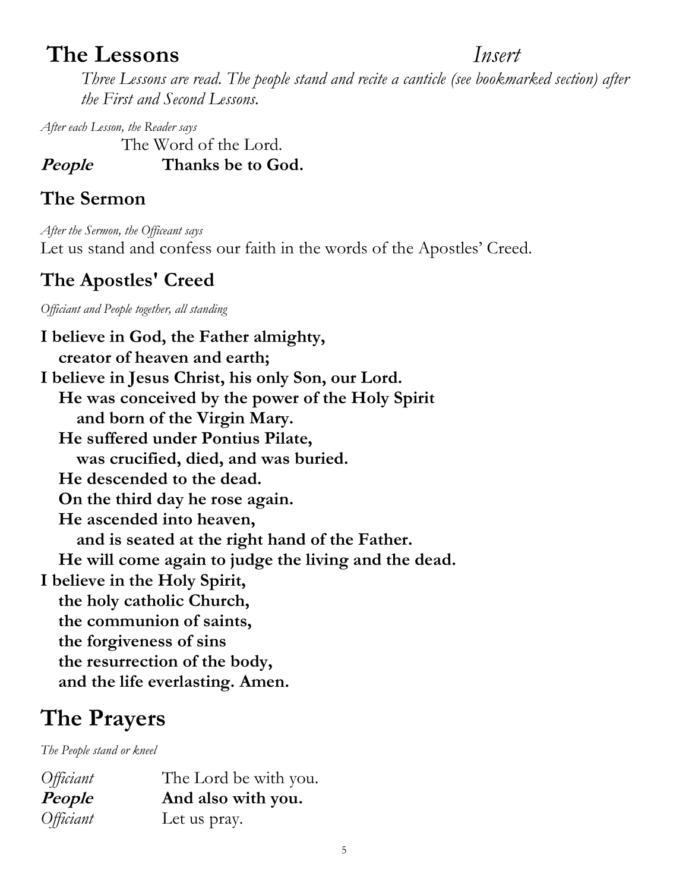## The Lessons *Insert*

*Three Lessons are read. The people stand and recite a canticle (see bookmarked section) after the First and Second Lessons.*

*After each Lesson, the Reader says*

The Word of the Lord.

***People*** **Thanks be to God.**

## The Sermon

*After the Sermon, the Officeant says*

Let us stand and confess our faith in the words of the Apostles' Creed.

## The Apostles' Creed

*Officiant and People together, all standing*

**I believe in God, the Father almighty,**
**creator of heaven and earth;**
**I believe in Jesus Christ, his only Son, our Lord.**
**He was conceived by the power of the Holy Spirit**
**and born of the Virgin Mary.**
**He suffered under Pontius Pilate,**
**was crucified, died, and was buried.**
**He descended to the dead.**
**On the third day he rose again.**
**He ascended into heaven,**
**and is seated at the right hand of the Father.**
**He will come again to judge the living and the dead.**
**I believe in the Holy Spirit,**
**the holy catholic Church,**
**the communion of saints,**
**the forgiveness of sins**
**the resurrection of the body,**
**and the life everlasting. Amen.**

# The Prayers

*The People stand or kneel*

*Officiant* The Lord be with you.
***People*** **And also with you.**
*Officiant* Let us pray.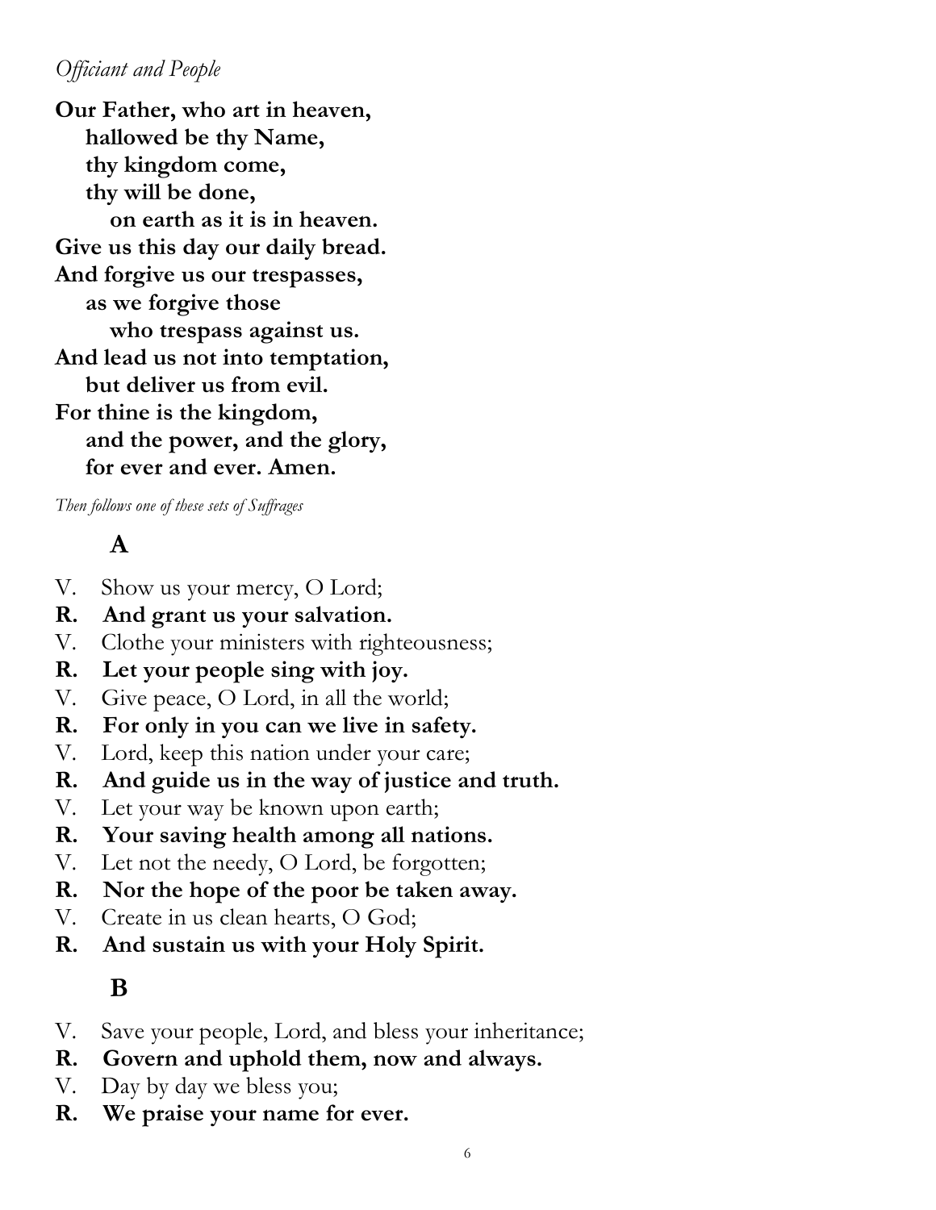*Officiant and People*

**Our Father, who art in heaven,**
**hallowed be thy Name,**
**thy kingdom come,**
**thy will be done,**
**on earth as it is in heaven.**
**Give us this day our daily bread.**
**And forgive us our trespasses,**
**as we forgive those**
**who trespass against us.**
**And lead us not into temptation,**
**but deliver us from evil.**
**For thine is the kingdom,**
**and the power, and the glory,**
**for ever and ever. Amen.**

*Then follows one of these sets of Suffrages*

## A

V. Show us your mercy, O Lord;
**R. And grant us your salvation.**
V. Clothe your ministers with righteousness;
**R. Let your people sing with joy.**
V. Give peace, O Lord, in all the world;
**R. For only in you can we live in safety.**
V. Lord, keep this nation under your care;
**R. And guide us in the way of justice and truth.**
V. Let your way be known upon earth;
**R. Your saving health among all nations.**
V. Let not the needy, O Lord, be forgotten;
**R. Nor the hope of the poor be taken away.**
V. Create in us clean hearts, O God;
**R. And sustain us with your Holy Spirit.**

## B

V. Save your people, Lord, and bless your inheritance;
**R. Govern and uphold them, now and always.**
V. Day by day we bless you;
**R. We praise your name for ever.**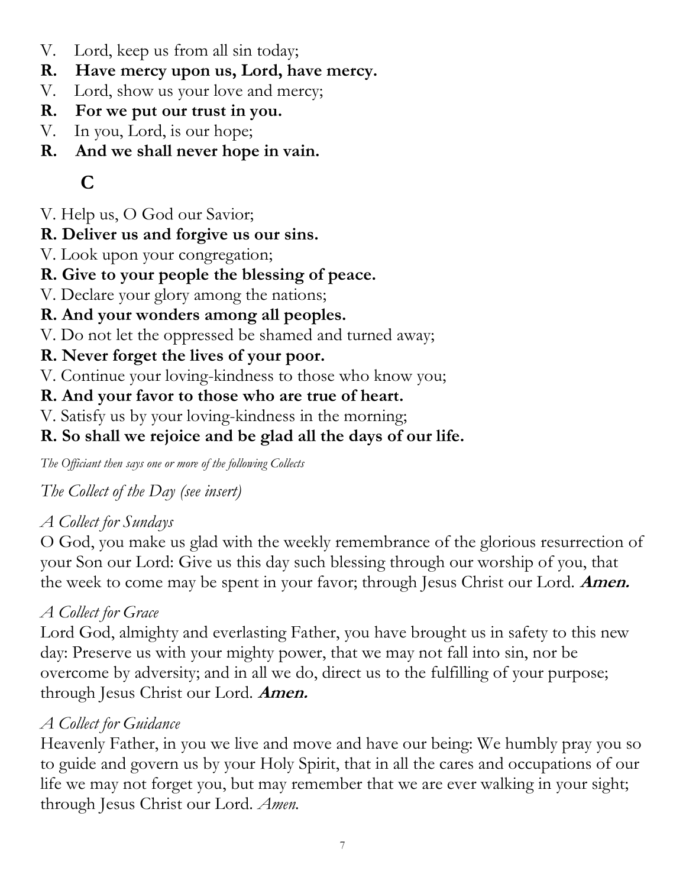V. Lord, keep us from all sin today;

**R. Have mercy upon us, Lord, have mercy.**

V. Lord, show us your love and mercy;

**R. For we put our trust in you.**

V. In you, Lord, is our hope;

**R. And we shall never hope in vain.**

## C

V. Help us, O God our Savior;

**R. Deliver us and forgive us our sins.**

V. Look upon your congregation;

**R. Give to your people the blessing of peace.**

V. Declare your glory among the nations;

**R. And your wonders among all peoples.**

V. Do not let the oppressed be shamed and turned away;

**R. Never forget the lives of your poor.**

V. Continue your loving-kindness to those who know you;

**R. And your favor to those who are true of heart.**

V. Satisfy us by your loving-kindness in the morning;

**R. So shall we rejoice and be glad all the days of our life.**

*The Officiant then says one or more of the following Collects*

*The Collect of the Day (see insert)*

*A Collect for Sundays*

O God, you make us glad with the weekly remembrance of the glorious resurrection of your Son our Lord: Give us this day such blessing through our worship of you, that the week to come may be spent in your favor; through Jesus Christ our Lord. ***Amen.***

*A Collect for Grace*

Lord God, almighty and everlasting Father, you have brought us in safety to this new day: Preserve us with your mighty power, that we may not fall into sin, nor be overcome by adversity; and in all we do, direct us to the fulfilling of your purpose; through Jesus Christ our Lord. ***Amen.***

*A Collect for Guidance*

Heavenly Father, in you we live and move and have our being: We humbly pray you so to guide and govern us by your Holy Spirit, that in all the cares and occupations of our life we may not forget you, but may remember that we are ever walking in your sight; through Jesus Christ our Lord. *Amen.*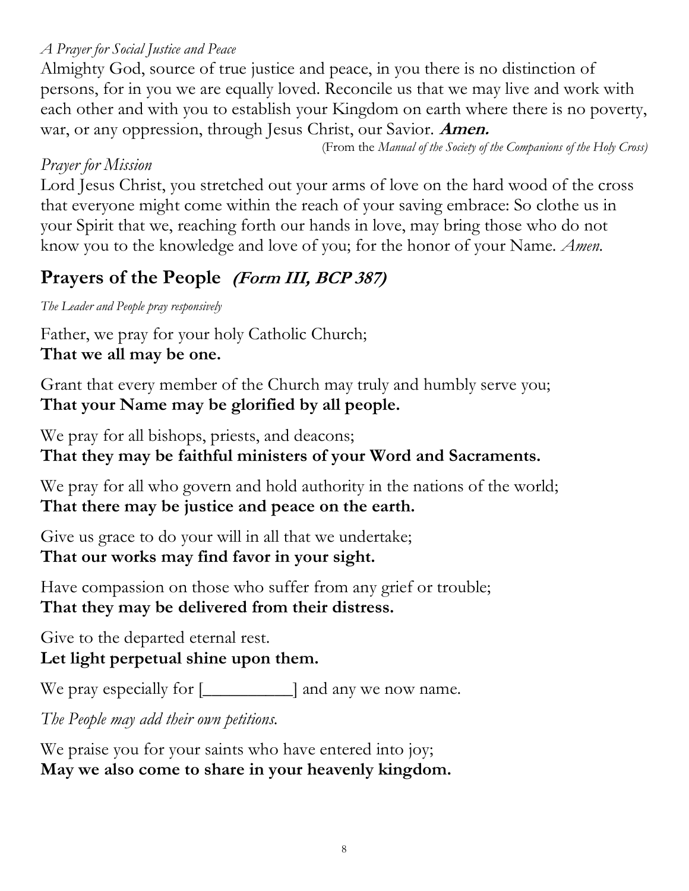*A Prayer for Social Justice and Peace*

Almighty God, source of true justice and peace, in you there is no distinction of persons, for in you we are equally loved. Reconcile us that we may live and work with each other and with you to establish your Kingdom on earth where there is no poverty, war, or any oppression, through Jesus Christ, our Savior. **Amen.**

(From the *Manual of the Society of the Companions of the Holy Cross)*

*Prayer for Mission*

Lord Jesus Christ, you stretched out your arms of love on the hard wood of the cross that everyone might come within the reach of your saving embrace: So clothe us in your Spirit that we, reaching forth our hands in love, may bring those who do not know you to the knowledge and love of you; for the honor of your Name. *Amen.*

## Prayers of the People *(Form III, BCP 387)*

*The Leader and People pray responsively*

Father, we pray for your holy Catholic Church;
**That we all may be one.**

Grant that every member of the Church may truly and humbly serve you;
**That your Name may be glorified by all people.**

We pray for all bishops, priests, and deacons;
**That they may be faithful ministers of your Word and Sacraments.**

We pray for all who govern and hold authority in the nations of the world;
**That there may be justice and peace on the earth.**

Give us grace to do your will in all that we undertake;
**That our works may find favor in your sight.**

Have compassion on those who suffer from any grief or trouble;
**That they may be delivered from their distress.**

Give to the departed eternal rest.
**Let light perpetual shine upon them.**

We pray especially for [__________] and any we now name.

*The People may add their own petitions.*

We praise you for your saints who have entered into joy;
**May we also come to share in your heavenly kingdom.**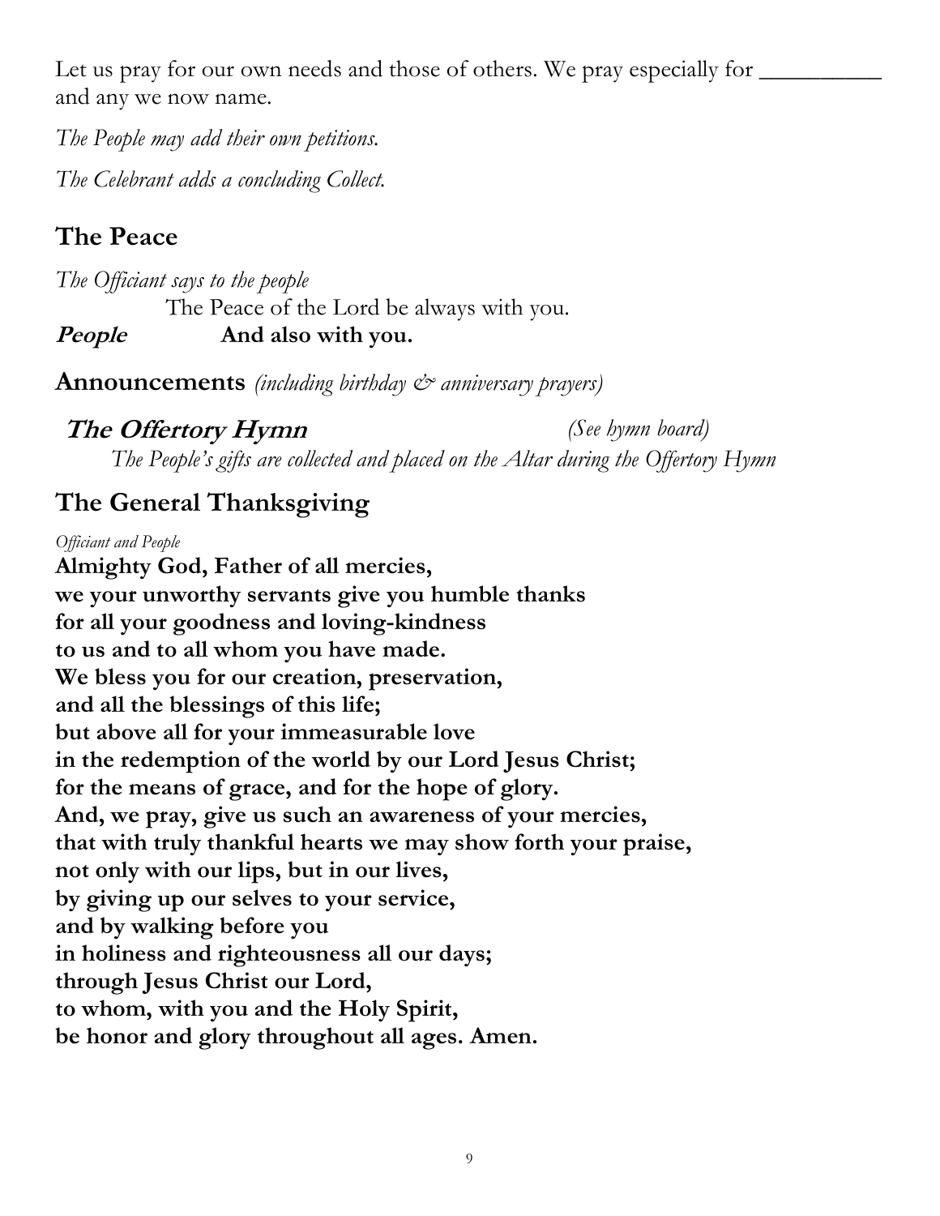Let us pray for our own needs and those of others. We pray especially for __________ and any we now name.

*The People may add their own petitions.*

*The Celebrant adds a concluding Collect.*

## The Peace

*The Officiant says to the people*

The Peace of the Lord be always with you.

***People*** **And also with you.**

**Announcements** *(including birthday & anniversary prayers)*

***The Offertory Hymn*** *(See hymn board)*

*The People's gifts are collected and placed on the Altar during the Offertory Hymn*

## The General Thanksgiving

*Officiant and People*

**Almighty God, Father of all mercies,**
**we your unworthy servants give you humble thanks**
**for all your goodness and loving-kindness**
**to us and to all whom you have made.**
**We bless you for our creation, preservation,**
**and all the blessings of this life;**
**but above all for your immeasurable love**
**in the redemption of the world by our Lord Jesus Christ;**
**for the means of grace, and for the hope of glory.**
**And, we pray, give us such an awareness of your mercies,**
**that with truly thankful hearts we may show forth your praise,**
**not only with our lips, but in our lives,**
**by giving up our selves to your service,**
**and by walking before you**
**in holiness and righteousness all our days;**
**through Jesus Christ our Lord,**
**to whom, with you and the Holy Spirit,**
**be honor and glory throughout all ages. Amen.**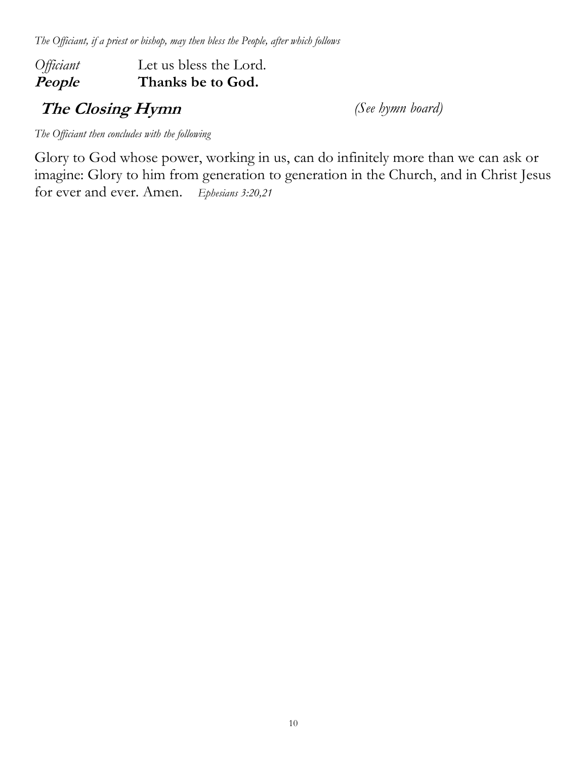*The Officiant, if a priest or bishop, may then bless the People, after which follows*

*Officiant* Let us bless the Lord.
***People*** **Thanks be to God.**

## ***The Closing Hymn*** *(See hymn board)*

*The Officiant then concludes with the following*

Glory to God whose power, working in us, can do infinitely more than we can ask or imagine: Glory to him from generation to generation in the Church, and in Christ Jesus for ever and ever. Amen. *Ephesians 3:20,21*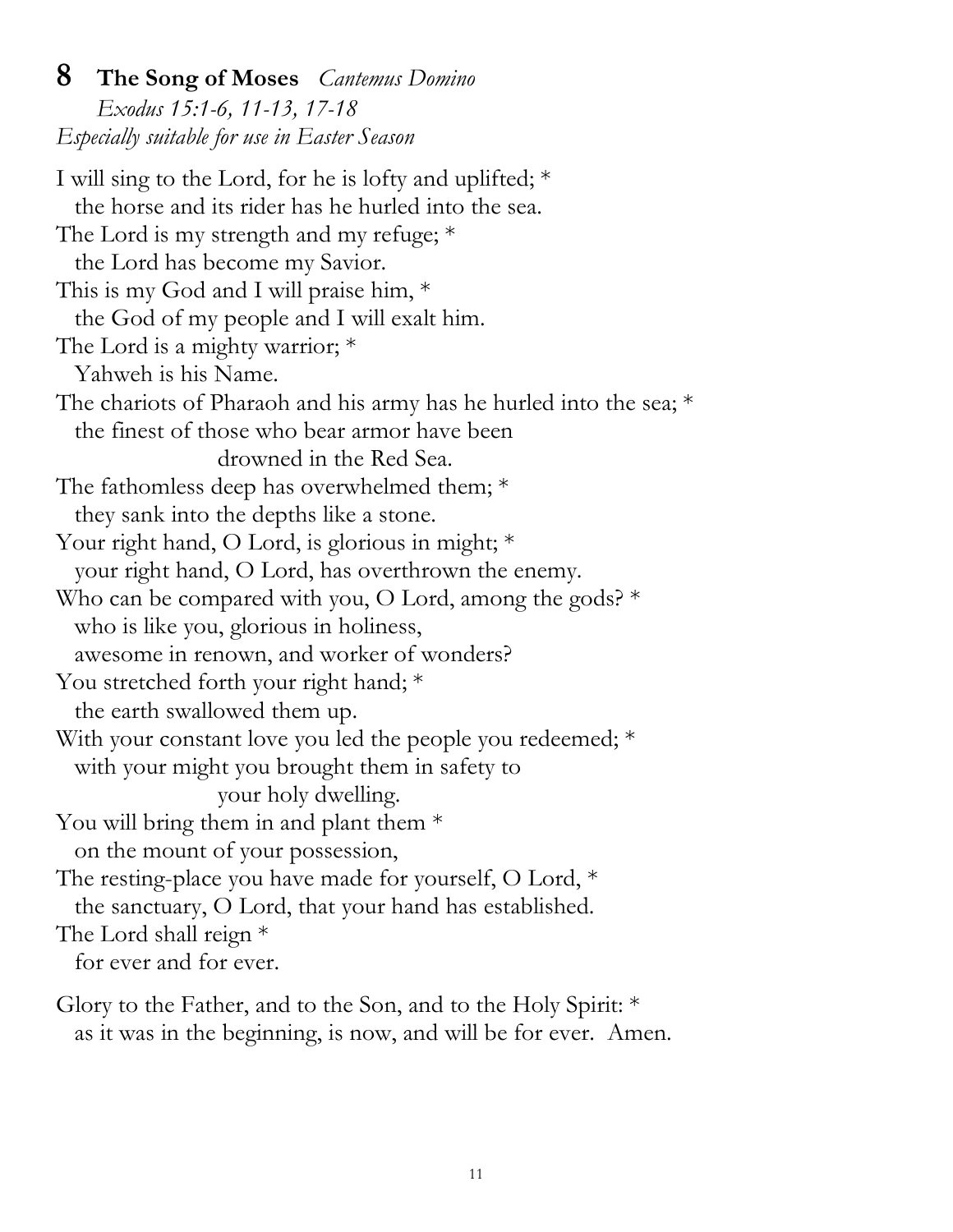## 8 **The Song of Moses** *Cantemus Domino*

*Exodus 15:1-6, 11-13, 17-18*
*Especially suitable for use in Easter Season*

I will sing to the Lord, for he is lofty and uplifted; *
  the horse and its rider has he hurled into the sea.
The Lord is my strength and my refuge; *
  the Lord has become my Savior.
This is my God and I will praise him, *
  the God of my people and I will exalt him.
The Lord is a mighty warrior; *
  Yahweh is his Name.
The chariots of Pharaoh and his army has he hurled into the sea; *
  the finest of those who bear armor have been
    drowned in the Red Sea.
The fathomless deep has overwhelmed them; *
  they sank into the depths like a stone.
Your right hand, O Lord, is glorious in might; *
  your right hand, O Lord, has overthrown the enemy.
Who can be compared with you, O Lord, among the gods? *
  who is like you, glorious in holiness,
  awesome in renown, and worker of wonders?
You stretched forth your right hand; *
  the earth swallowed them up.
With your constant love you led the people you redeemed; *
  with your might you brought them in safety to
    your holy dwelling.
You will bring them in and plant them *
  on the mount of your possession,
The resting-place you have made for yourself, O Lord, *
  the sanctuary, O Lord, that your hand has established.
The Lord shall reign *
  for ever and for ever.

Glory to the Father, and to the Son, and to the Holy Spirit: *
  as it was in the beginning, is now, and will be for ever. Amen.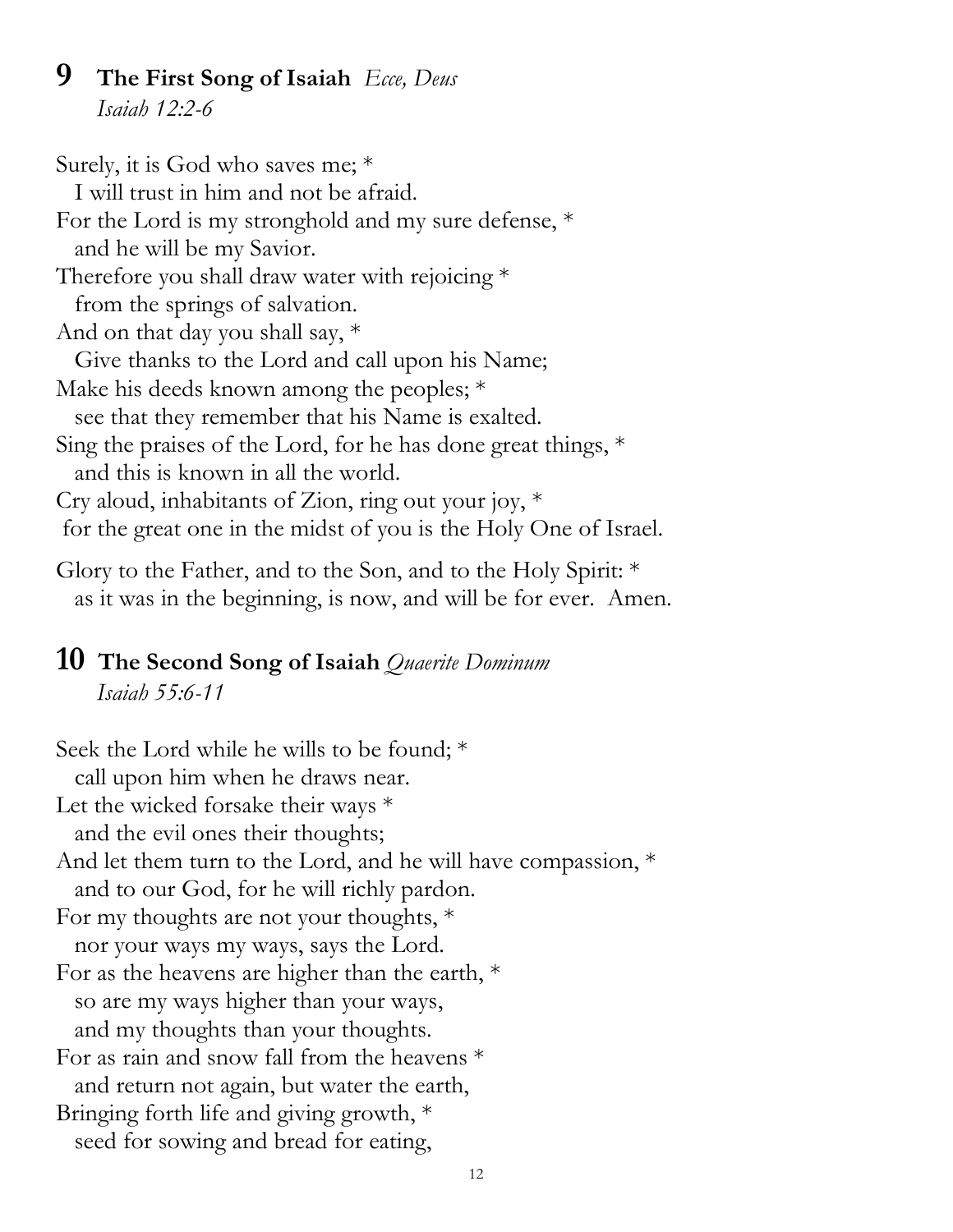## 9 The First Song of Isaiah *Ecce, Deus*

*Isaiah 12:2-6*

Surely, it is God who saves me; *
   I will trust in him and not be afraid.
For the Lord is my stronghold and my sure defense, *
   and he will be my Savior.
Therefore you shall draw water with rejoicing *
   from the springs of salvation.
And on that day you shall say, *
   Give thanks to the Lord and call upon his Name;
Make his deeds known among the peoples; *
   see that they remember that his Name is exalted.
Sing the praises of the Lord, for he has done great things, *
   and this is known in all the world.
Cry aloud, inhabitants of Zion, ring out your joy, *
   for the great one in the midst of you is the Holy One of Israel.

Glory to the Father, and to the Son, and to the Holy Spirit: *
   as it was in the beginning, is now, and will be for ever. Amen.

## 10 The Second Song of Isaiah *Quaerite Dominum*

*Isaiah 55:6-11*

Seek the Lord while he wills to be found; *
   call upon him when he draws near.
Let the wicked forsake their ways *
   and the evil ones their thoughts;
And let them turn to the Lord, and he will have compassion, *
   and to our God, for he will richly pardon.
For my thoughts are not your thoughts, *
   nor your ways my ways, says the Lord.
For as the heavens are higher than the earth, *
   so are my ways higher than your ways,
   and my thoughts than your thoughts.
For as rain and snow fall from the heavens *
   and return not again, but water the earth,
Bringing forth life and giving growth, *
   seed for sowing and bread for eating,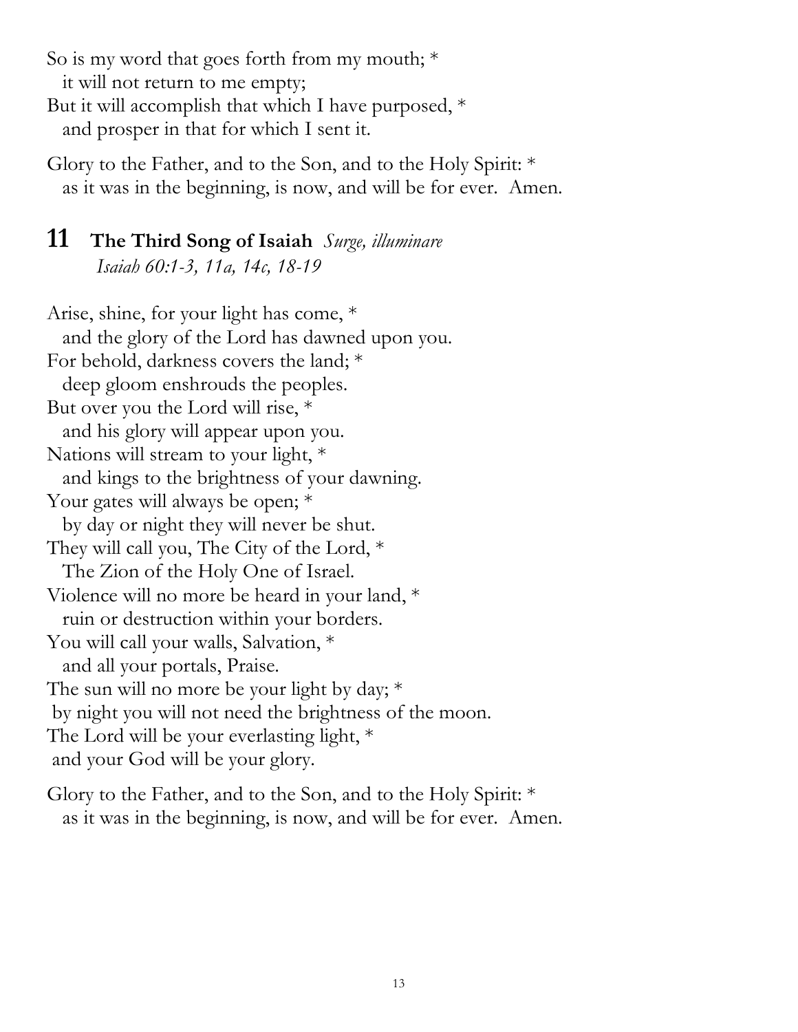So is my word that goes forth from my mouth; *
it will not return to me empty;
But it will accomplish that which I have purposed, *
and prosper in that for which I sent it.

Glory to the Father, and to the Son, and to the Holy Spirit: *
as it was in the beginning, is now, and will be for ever. Amen.

## 11 **The Third Song of Isaiah** *Surge, illuminare*

*Isaiah 60:1-3, 11a, 14c, 18-19*

Arise, shine, for your light has come, *
and the glory of the Lord has dawned upon you.
For behold, darkness covers the land; *
deep gloom enshrouds the peoples.
But over you the Lord will rise, *
and his glory will appear upon you.
Nations will stream to your light, *
and kings to the brightness of your dawning.
Your gates will always be open; *
by day or night they will never be shut.
They will call you, The City of the Lord, *
The Zion of the Holy One of Israel.
Violence will no more be heard in your land, *
ruin or destruction within your borders.
You will call your walls, Salvation, *
and all your portals, Praise.
The sun will no more be your light by day; *
by night you will not need the brightness of the moon.
The Lord will be your everlasting light, *
and your God will be your glory.

Glory to the Father, and to the Son, and to the Holy Spirit: *
as it was in the beginning, is now, and will be for ever. Amen.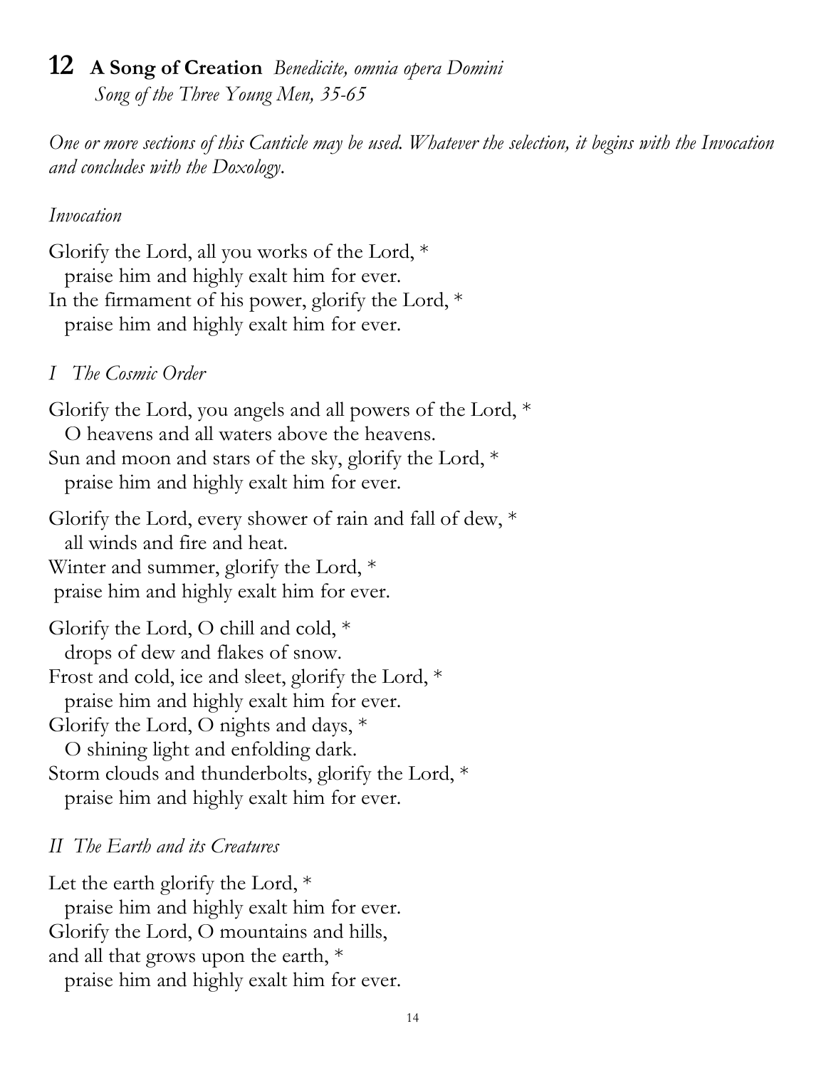## **12** **A Song of Creation** *Benedicite, omnia opera Domini*
*Song of the Three Young Men, 35-65*

*One or more sections of this Canticle may be used. Whatever the selection, it begins with the Invocation and concludes with the Doxology.*

*Invocation*

Glorify the Lord, all you works of the Lord, *
praise him and highly exalt him for ever.
In the firmament of his power, glorify the Lord, *
praise him and highly exalt him for ever.

*I The Cosmic Order*

Glorify the Lord, you angels and all powers of the Lord, *
O heavens and all waters above the heavens.
Sun and moon and stars of the sky, glorify the Lord, *
praise him and highly exalt him for ever.

Glorify the Lord, every shower of rain and fall of dew, *
all winds and fire and heat.
Winter and summer, glorify the Lord, *
praise him and highly exalt him for ever.

Glorify the Lord, O chill and cold, *
drops of dew and flakes of snow.
Frost and cold, ice and sleet, glorify the Lord, *
praise him and highly exalt him for ever.
Glorify the Lord, O nights and days, *
O shining light and enfolding dark.
Storm clouds and thunderbolts, glorify the Lord, *
praise him and highly exalt him for ever.

*II The Earth and its Creatures*

Let the earth glorify the Lord, *
praise him and highly exalt him for ever.
Glorify the Lord, O mountains and hills,
and all that grows upon the earth, *
praise him and highly exalt him for ever.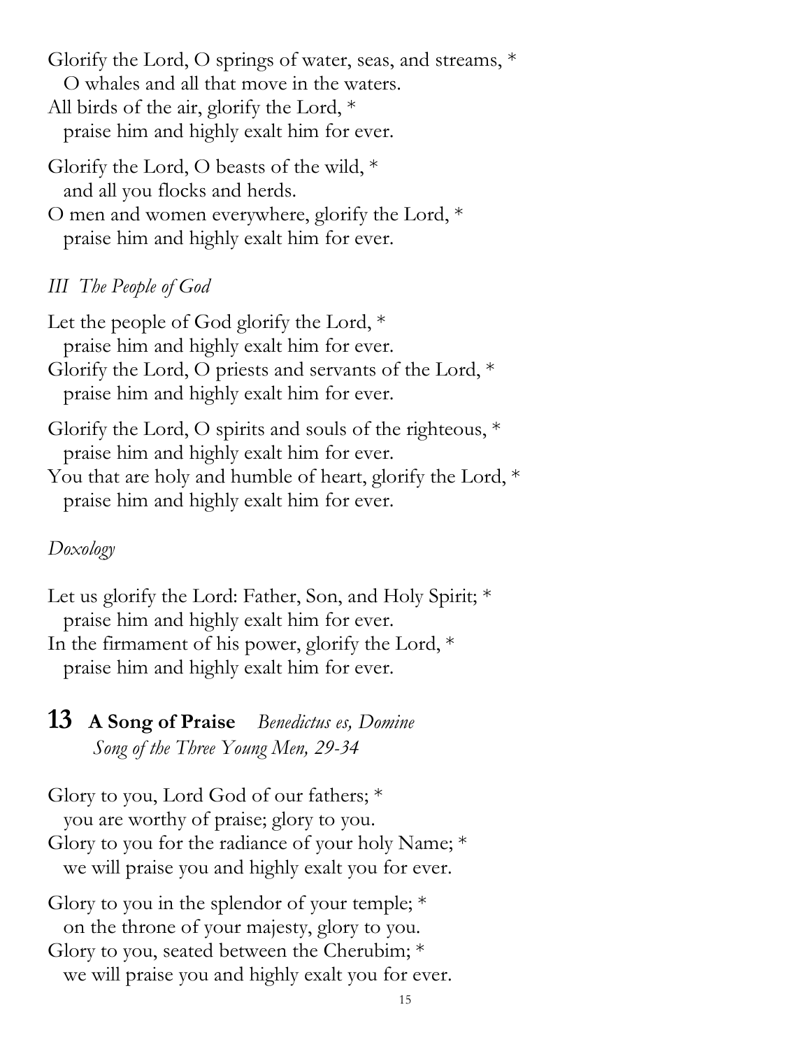Glorify the Lord, O springs of water, seas, and streams, *
  O whales and all that move in the waters.
All birds of the air, glorify the Lord, *
  praise him and highly exalt him for ever.

Glorify the Lord, O beasts of the wild, *
  and all you flocks and herds.
O men and women everywhere, glorify the Lord, *
  praise him and highly exalt him for ever.

*III The People of God*

Let the people of God glorify the Lord, *
  praise him and highly exalt him for ever.
Glorify the Lord, O priests and servants of the Lord, *
  praise him and highly exalt him for ever.

Glorify the Lord, O spirits and souls of the righteous, *
  praise him and highly exalt him for ever.
You that are holy and humble of heart, glorify the Lord, *
  praise him and highly exalt him for ever.

*Doxology*

Let us glorify the Lord: Father, Son, and Holy Spirit; *
  praise him and highly exalt him for ever.
In the firmament of his power, glorify the Lord, *
  praise him and highly exalt him for ever.

## 13 A Song of Praise *Benedictus es, Domine*

*Song of the Three Young Men, 29-34*

Glory to you, Lord God of our fathers; *
  you are worthy of praise; glory to you.
Glory to you for the radiance of your holy Name; *
  we will praise you and highly exalt you for ever.

Glory to you in the splendor of your temple; *
  on the throne of your majesty, glory to you.
Glory to you, seated between the Cherubim; *
  we will praise you and highly exalt you for ever.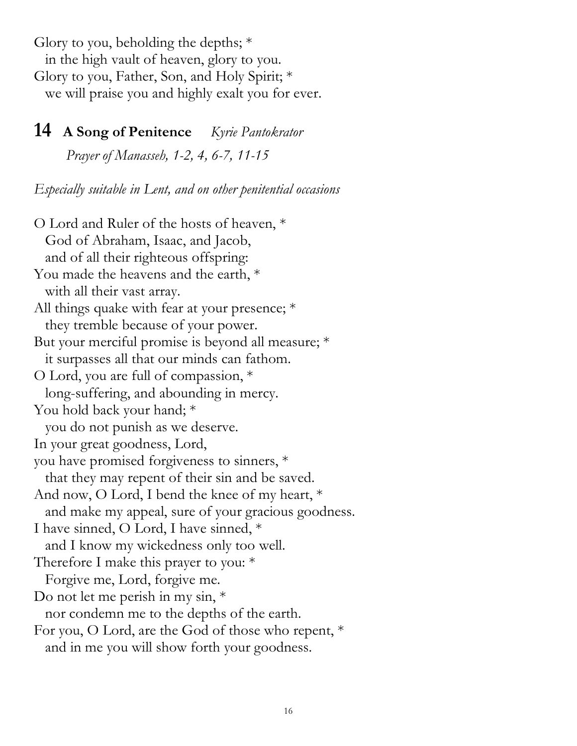Glory to you, beholding the depths; *
  in the high vault of heaven, glory to you.
Glory to you, Father, Son, and Holy Spirit; *
  we will praise you and highly exalt you for ever.

## 14 **A Song of Penitence** *Kyrie Pantokrator*

*Prayer of Manasseh, 1-2, 4, 6-7, 11-15*

*Especially suitable in Lent, and on other penitential occasions*

O Lord and Ruler of the hosts of heaven, *
  God of Abraham, Isaac, and Jacob,
  and of all their righteous offspring:
You made the heavens and the earth, *
  with all their vast array.
All things quake with fear at your presence; *
  they tremble because of your power.
But your merciful promise is beyond all measure; *
  it surpasses all that our minds can fathom.
O Lord, you are full of compassion, *
  long-suffering, and abounding in mercy.
You hold back your hand; *
  you do not punish as we deserve.
In your great goodness, Lord,
you have promised forgiveness to sinners, *
  that they may repent of their sin and be saved.
And now, O Lord, I bend the knee of my heart, *
  and make my appeal, sure of your gracious goodness.
I have sinned, O Lord, I have sinned, *
  and I know my wickedness only too well.
Therefore I make this prayer to you: *
  Forgive me, Lord, forgive me.
Do not let me perish in my sin, *
  nor condemn me to the depths of the earth.
For you, O Lord, are the God of those who repent, *
  and in me you will show forth your goodness.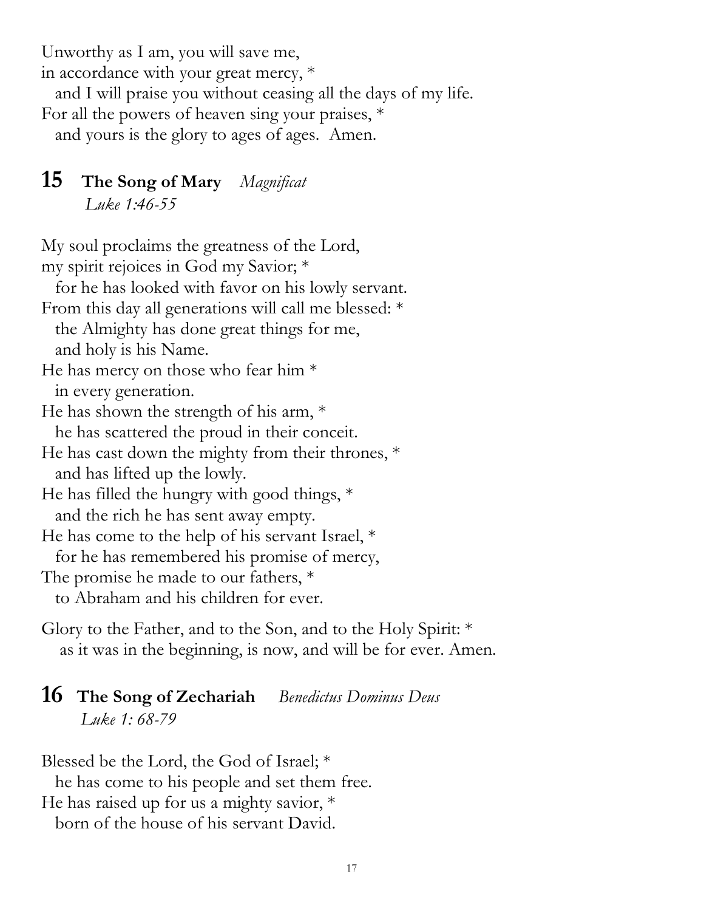Unworthy as I am, you will save me,
in accordance with your great mercy, *
  and I will praise you without ceasing all the days of my life.
For all the powers of heaven sing your praises, *
  and yours is the glory to ages of ages.  Amen.

## 15 The Song of Mary *Magnificat*

*Luke 1:46-55*

My soul proclaims the greatness of the Lord,
my spirit rejoices in God my Savior; *
  for he has looked with favor on his lowly servant.
From this day all generations will call me blessed: *
  the Almighty has done great things for me,
  and holy is his Name.
He has mercy on those who fear him *
  in every generation.
He has shown the strength of his arm, *
  he has scattered the proud in their conceit.
He has cast down the mighty from their thrones, *
  and has lifted up the lowly.
He has filled the hungry with good things, *
  and the rich he has sent away empty.
He has come to the help of his servant Israel, *
  for he has remembered his promise of mercy,
The promise he made to our fathers, *
  to Abraham and his children for ever.

Glory to the Father, and to the Son, and to the Holy Spirit: *
  as it was in the beginning, is now, and will be for ever. Amen.

## 16 The Song of Zechariah *Benedictus Dominus Deus*

*Luke 1: 68-79*

Blessed be the Lord, the God of Israel; *
  he has come to his people and set them free.
He has raised up for us a mighty savior, *
  born of the house of his servant David.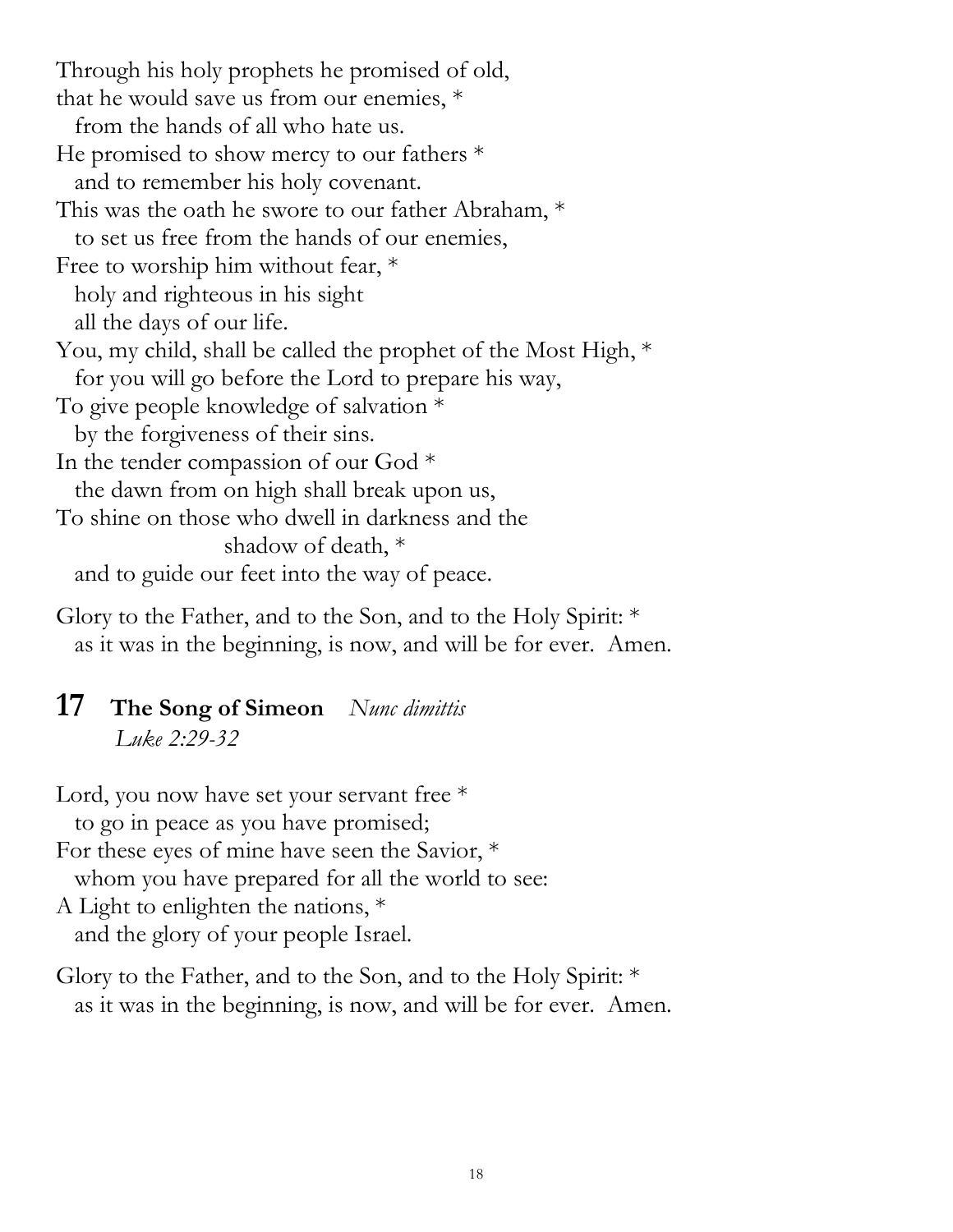Through his holy prophets he promised of old,
that he would save us from our enemies, *
  from the hands of all who hate us.
He promised to show mercy to our fathers *
  and to remember his holy covenant.
This was the oath he swore to our father Abraham, *
  to set us free from the hands of our enemies,
Free to worship him without fear, *
  holy and righteous in his sight
  all the days of our life.
You, my child, shall be called the prophet of the Most High, *
  for you will go before the Lord to prepare his way,
To give people knowledge of salvation *
  by the forgiveness of their sins.
In the tender compassion of our God *
  the dawn from on high shall break upon us,
To shine on those who dwell in darkness and the
  shadow of death, *
  and to guide our feet into the way of peace.

Glory to the Father, and to the Son, and to the Holy Spirit: *
  as it was in the beginning, is now, and will be for ever. Amen.

## 17 The Song of Simeon *Nunc dimittis*

*Luke 2:29-32*

Lord, you now have set your servant free *
  to go in peace as you have promised;
For these eyes of mine have seen the Savior, *
  whom you have prepared for all the world to see:
A Light to enlighten the nations, *
  and the glory of your people Israel.

Glory to the Father, and to the Son, and to the Holy Spirit: *
  as it was in the beginning, is now, and will be for ever. Amen.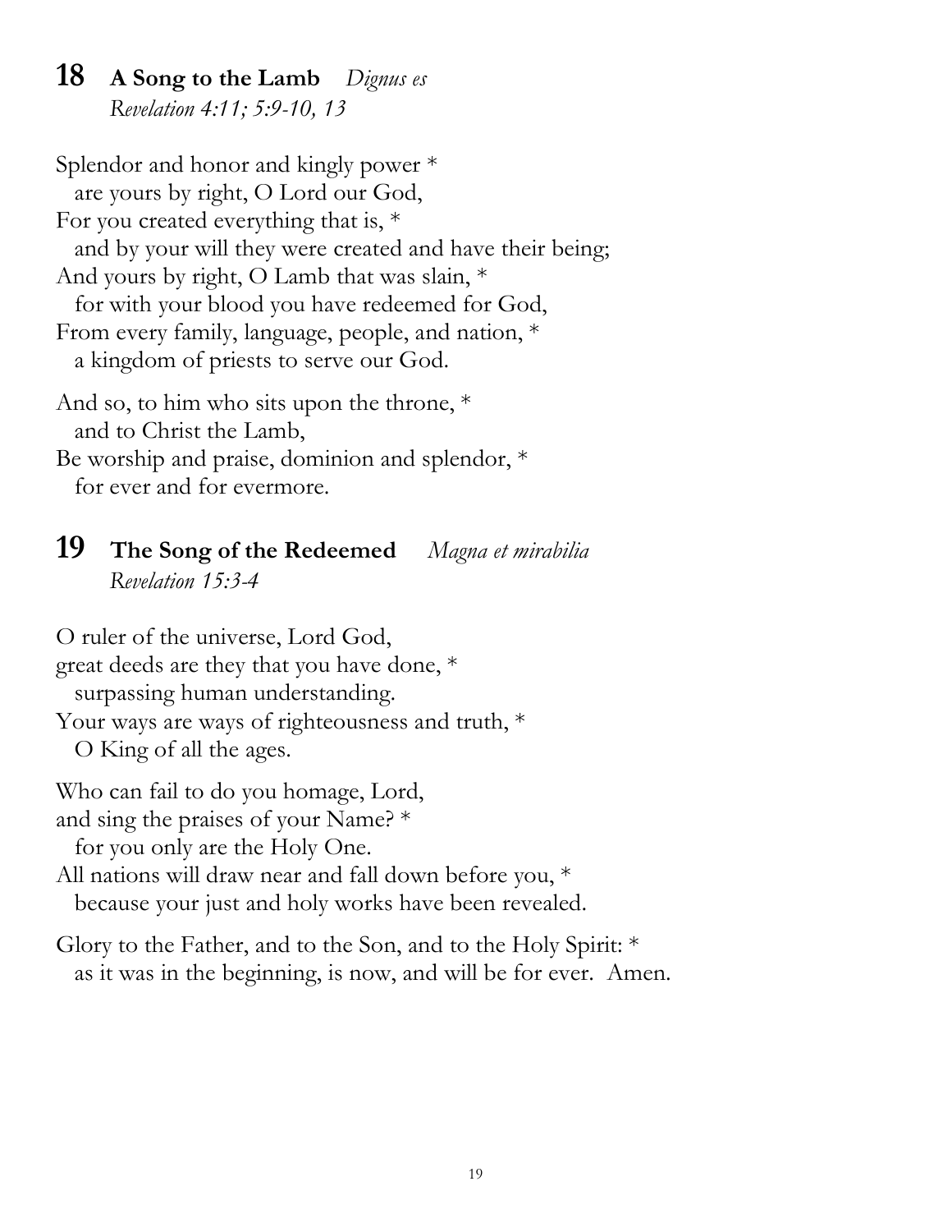## 18 **A Song to the Lamb** *Dignus es*

*Revelation 4:11; 5:9-10, 13*

Splendor and honor and kingly power *
  are yours by right, O Lord our God,
For you created everything that is, *
  and by your will they were created and have their being;
And yours by right, O Lamb that was slain, *
  for with your blood you have redeemed for God,
From every family, language, people, and nation, *
  a kingdom of priests to serve our God.

And so, to him who sits upon the throne, *
  and to Christ the Lamb,
Be worship and praise, dominion and splendor, *
  for ever and for evermore.

## 19 **The Song of the Redeemed** *Magna et mirabilia*

*Revelation 15:3-4*

O ruler of the universe, Lord God,
great deeds are they that you have done, *
  surpassing human understanding.
Your ways are ways of righteousness and truth, *
  O King of all the ages.

Who can fail to do you homage, Lord,
and sing the praises of your Name? *
  for you only are the Holy One.
All nations will draw near and fall down before you, *
  because your just and holy works have been revealed.

Glory to the Father, and to the Son, and to the Holy Spirit: *
  as it was in the beginning, is now, and will be for ever. Amen.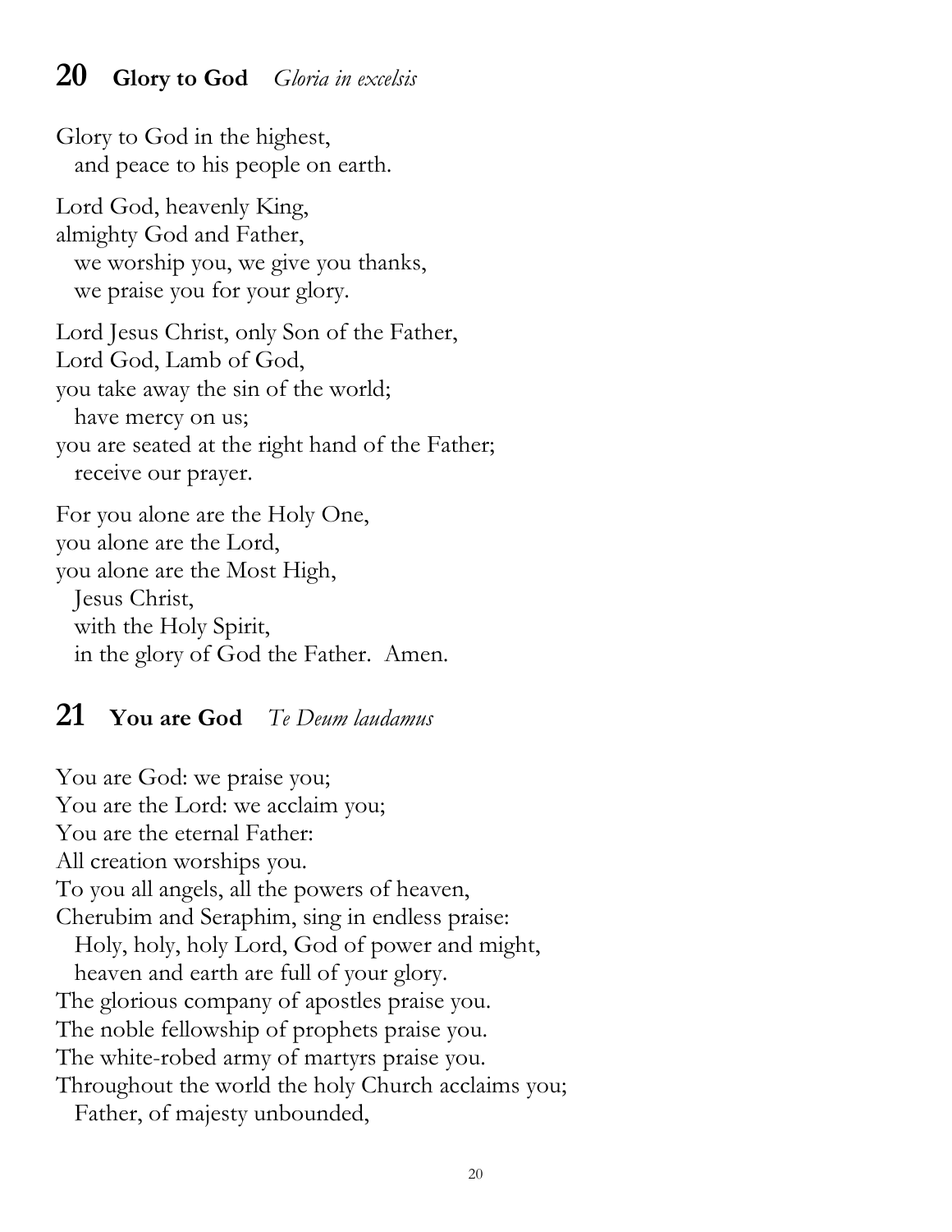## 20 **Glory to God** *Gloria in excelsis*

Glory to God in the highest,
  and peace to his people on earth.

Lord God, heavenly King,
almighty God and Father,
  we worship you, we give you thanks,
  we praise you for your glory.

Lord Jesus Christ, only Son of the Father,
Lord God, Lamb of God,
you take away the sin of the world;
  have mercy on us;
you are seated at the right hand of the Father;
  receive our prayer.

For you alone are the Holy One,
you alone are the Lord,
you alone are the Most High,
  Jesus Christ,
  with the Holy Spirit,
  in the glory of God the Father. Amen.

## 21 **You are God** *Te Deum laudamus*

You are God: we praise you;
You are the Lord: we acclaim you;
You are the eternal Father:
All creation worships you.
To you all angels, all the powers of heaven,
Cherubim and Seraphim, sing in endless praise:
  Holy, holy, holy Lord, God of power and might,
  heaven and earth are full of your glory.
The glorious company of apostles praise you.
The noble fellowship of prophets praise you.
The white-robed army of martyrs praise you.
Throughout the world the holy Church acclaims you;
  Father, of majesty unbounded,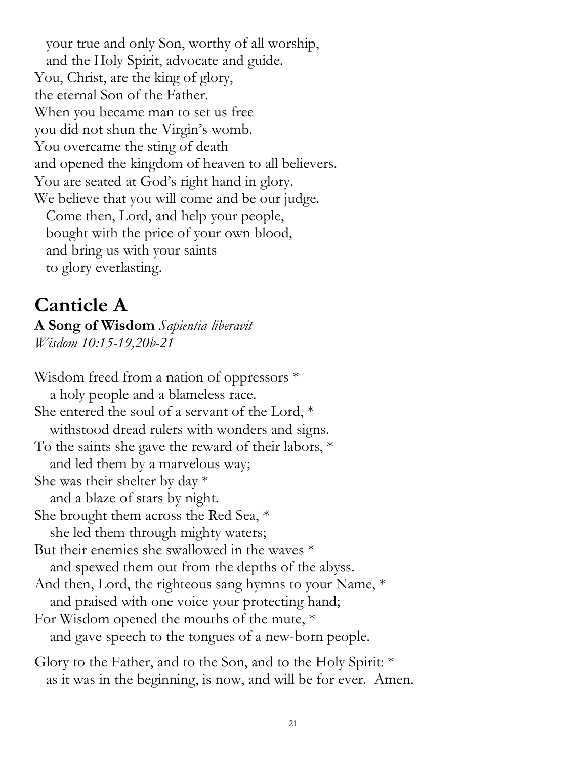your true and only Son, worthy of all worship,
and the Holy Spirit, advocate and guide.
You, Christ, are the king of glory,
the eternal Son of the Father.
When you became man to set us free
you did not shun the Virgin's womb.
You overcame the sting of death
and opened the kingdom of heaven to all believers.
You are seated at God's right hand in glory.
We believe that you will come and be our judge.
Come then, Lord, and help your people,
bought with the price of your own blood,
and bring us with your saints
to glory everlasting.

# Canticle A

**A Song of Wisdom** *Sapientia liberavit*
*Wisdom 10:15-19,20b-21*

Wisdom freed from a nation of oppressors *
a holy people and a blameless race.
She entered the soul of a servant of the Lord, *
withstood dread rulers with wonders and signs.
To the saints she gave the reward of their labors, *
and led them by a marvelous way;
She was their shelter by day *
and a blaze of stars by night.
She brought them across the Red Sea, *
she led them through mighty waters;
But their enemies she swallowed in the waves *
and spewed them out from the depths of the abyss.
And then, Lord, the righteous sang hymns to your Name, *
and praised with one voice your protecting hand;
For Wisdom opened the mouths of the mute, *
and gave speech to the tongues of a new-born people.

Glory to the Father, and to the Son, and to the Holy Spirit: *
as it was in the beginning, is now, and will be for ever. Amen.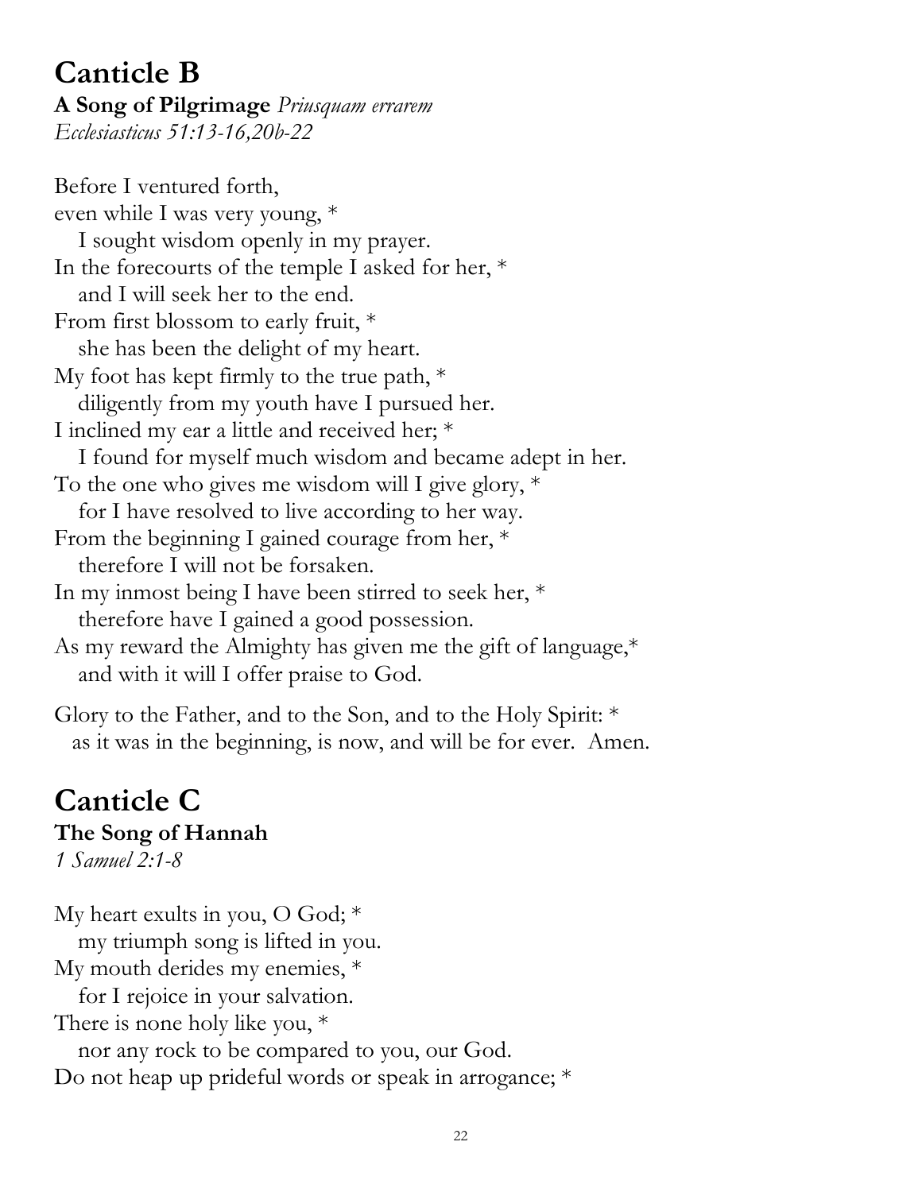# Canticle B

**A Song of Pilgrimage** *Priusquam errarem*
*Ecclesiasticus 51:13-16,20b-22*

Before I ventured forth,
even while I was very young, *
   I sought wisdom openly in my prayer.
In the forecourts of the temple I asked for her, *
   and I will seek her to the end.
From first blossom to early fruit, *
   she has been the delight of my heart.
My foot has kept firmly to the true path, *
   diligently from my youth have I pursued her.
I inclined my ear a little and received her; *
   I found for myself much wisdom and became adept in her.
To the one who gives me wisdom will I give glory, *
   for I have resolved to live according to her way.
From the beginning I gained courage from her, *
   therefore I will not be forsaken.
In my inmost being I have been stirred to seek her, *
   therefore have I gained a good possession.
As my reward the Almighty has given me the gift of language,*
   and with it will I offer praise to God.

Glory to the Father, and to the Son, and to the Holy Spirit: *
   as it was in the beginning, is now, and will be for ever. Amen.

# Canticle C

**The Song of Hannah**
*1 Samuel 2:1-8*

My heart exults in you, O God; *
   my triumph song is lifted in you.
My mouth derides my enemies, *
   for I rejoice in your salvation.
There is none holy like you, *
   nor any rock to be compared to you, our God.
Do not heap up prideful words or speak in arrogance; *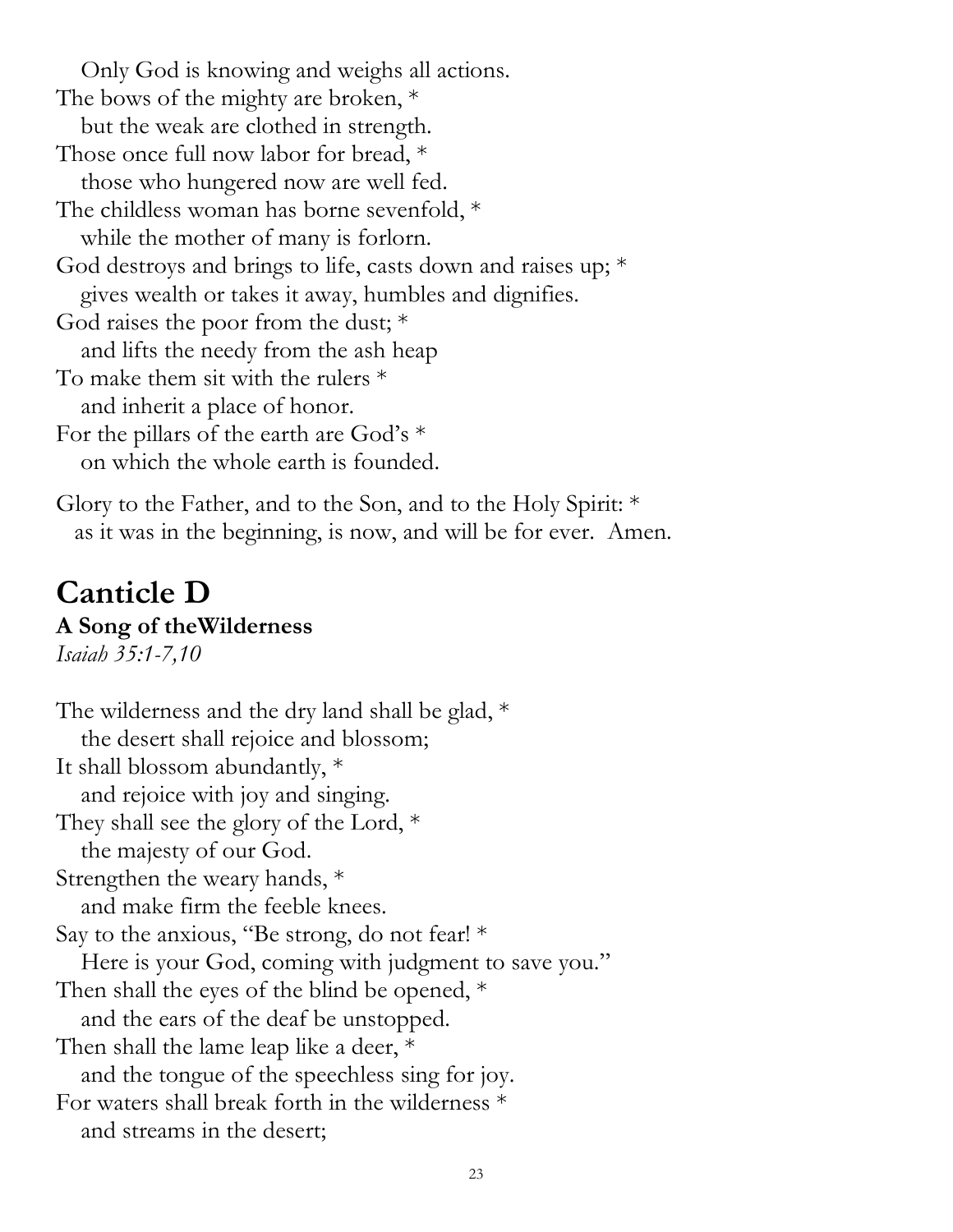Only God is knowing and weighs all actions.
The bows of the mighty are broken, *
   but the weak are clothed in strength.
Those once full now labor for bread, *
   those who hungered now are well fed.
The childless woman has borne sevenfold, *
   while the mother of many is forlorn.
God destroys and brings to life, casts down and raises up; *
   gives wealth or takes it away, humbles and dignifies.
God raises the poor from the dust; *
   and lifts the needy from the ash heap
To make them sit with the rulers *
   and inherit a place of honor.
For the pillars of the earth are God's *
   on which the whole earth is founded.

Glory to the Father, and to the Son, and to the Holy Spirit: *
   as it was in the beginning, is now, and will be for ever. Amen.

# Canticle D

**A Song of theWilderness**

*Isaiah 35:1-7,10*

The wilderness and the dry land shall be glad, *
   the desert shall rejoice and blossom;
It shall blossom abundantly, *
   and rejoice with joy and singing.
They shall see the glory of the Lord, *
   the majesty of our God.
Strengthen the weary hands, *
   and make firm the feeble knees.
Say to the anxious, "Be strong, do not fear! *
   Here is your God, coming with judgment to save you."
Then shall the eyes of the blind be opened, *
   and the ears of the deaf be unstopped.
Then shall the lame leap like a deer, *
   and the tongue of the speechless sing for joy.
For waters shall break forth in the wilderness *
   and streams in the desert;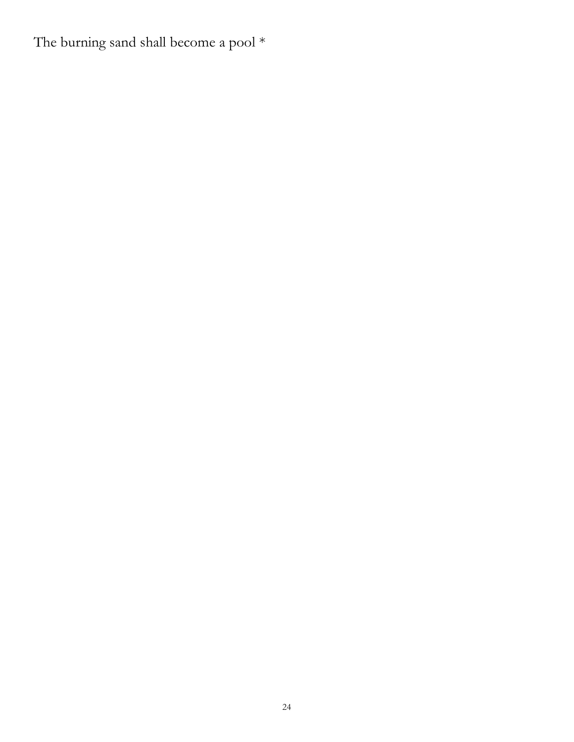The burning sand shall become a pool *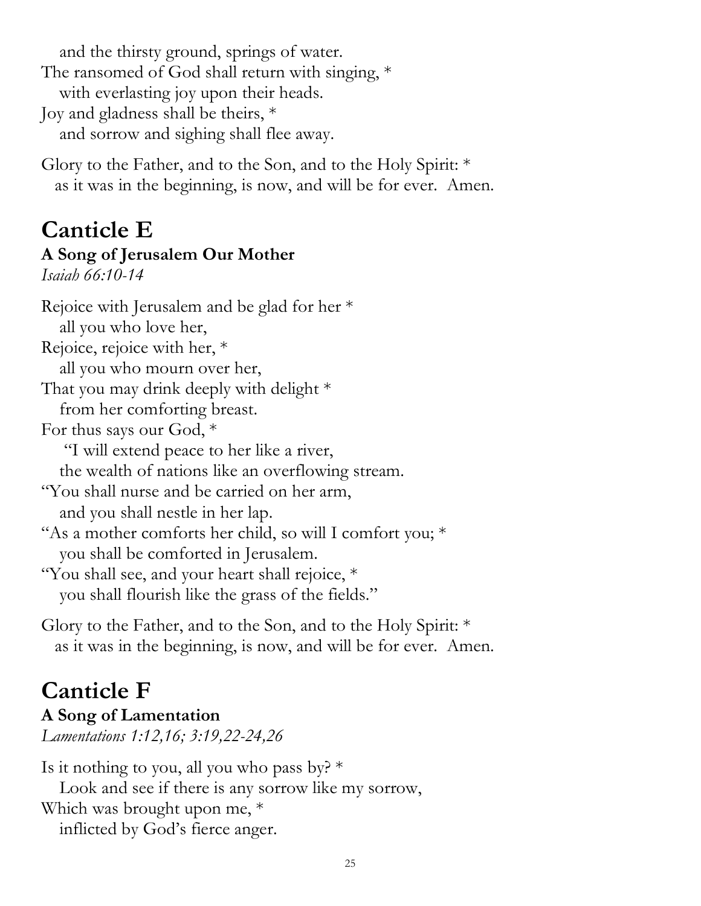and the thirsty ground, springs of water.
The ransomed of God shall return with singing, *
with everlasting joy upon their heads.
Joy and gladness shall be theirs, *
and sorrow and sighing shall flee away.

Glory to the Father, and to the Son, and to the Holy Spirit: *
as it was in the beginning, is now, and will be for ever. Amen.

# Canticle E

### A Song of Jerusalem Our Mother

*Isaiah 66:10-14*

Rejoice with Jerusalem and be glad for her *
all you who love her,
Rejoice, rejoice with her, *
all you who mourn over her,
That you may drink deeply with delight *
from her comforting breast.
For thus says our God, *
"I will extend peace to her like a river,
the wealth of nations like an overflowing stream.
"You shall nurse and be carried on her arm,
and you shall nestle in her lap.
"As a mother comforts her child, so will I comfort you; *
you shall be comforted in Jerusalem.
"You shall see, and your heart shall rejoice, *
you shall flourish like the grass of the fields."

Glory to the Father, and to the Son, and to the Holy Spirit: *
as it was in the beginning, is now, and will be for ever. Amen.

# Canticle F

### A Song of Lamentation

*Lamentations 1:12,16; 3:19,22-24,26*

Is it nothing to you, all you who pass by? *
Look and see if there is any sorrow like my sorrow,
Which was brought upon me, *
inflicted by God's fierce anger.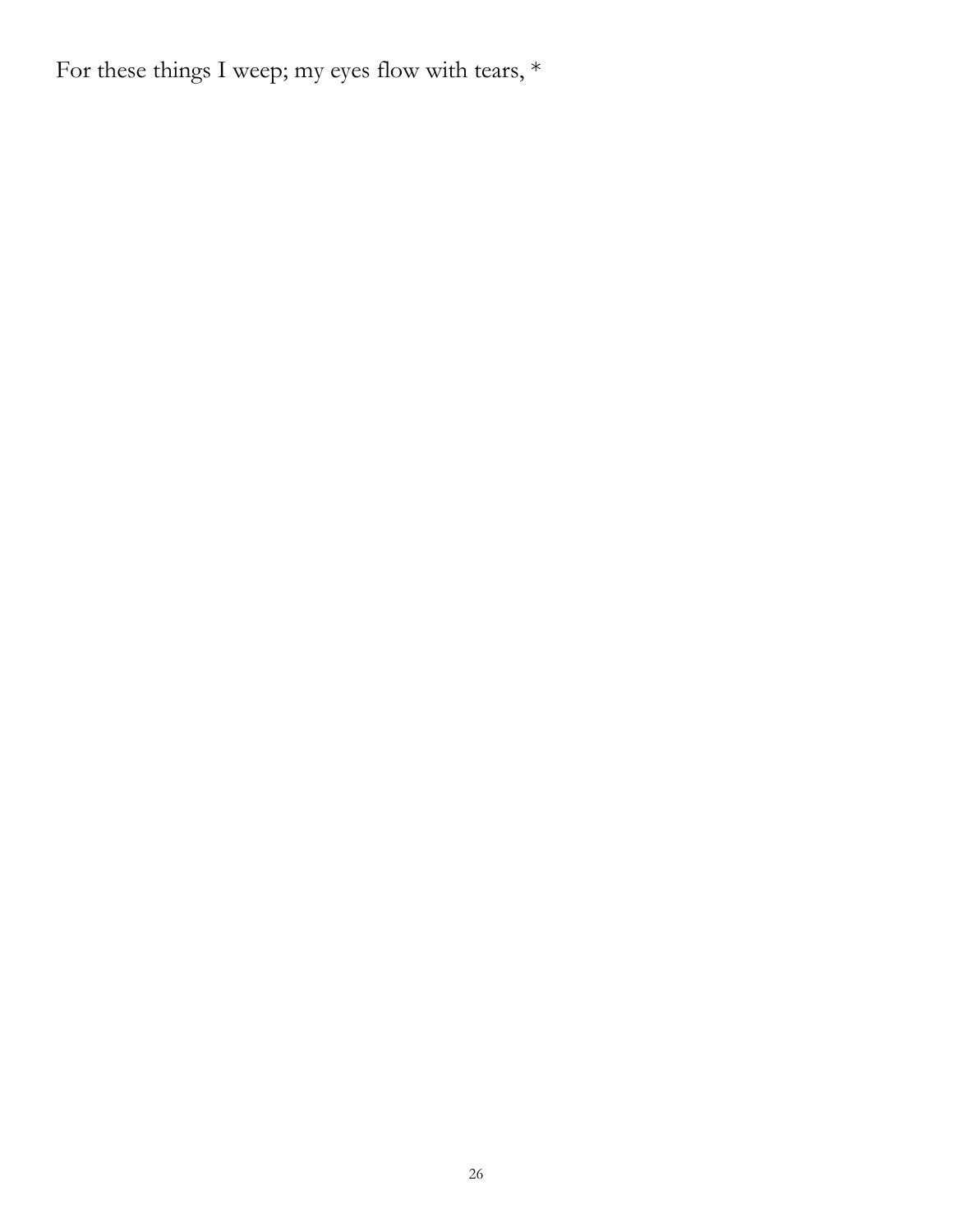For these things I weep; my eyes flow with tears, *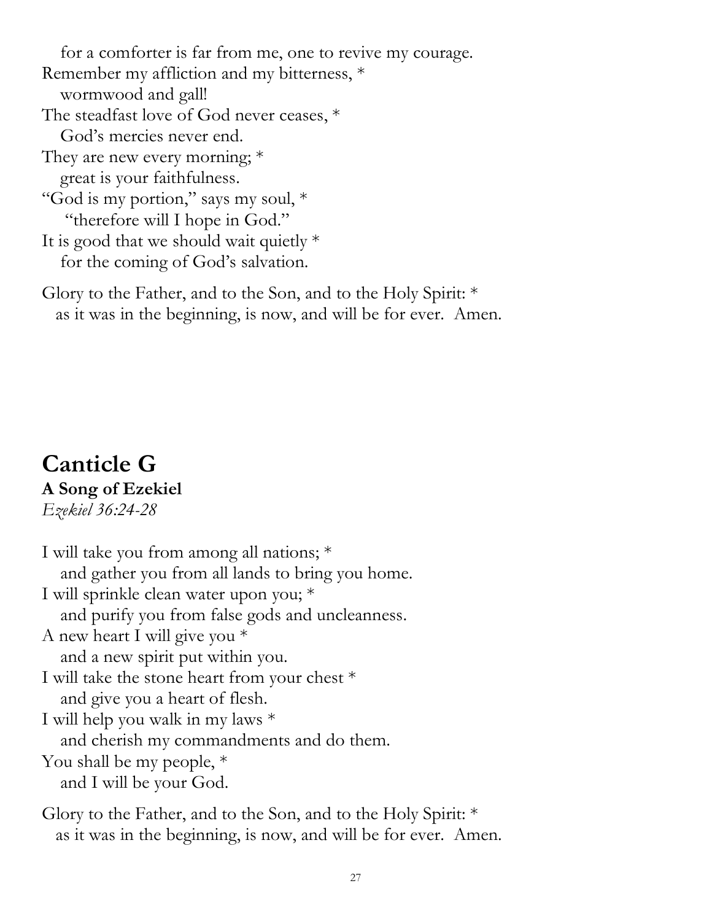for a comforter is far from me, one to revive my courage.
Remember my affliction and my bitterness, *
wormwood and gall!
The steadfast love of God never ceases, *
God's mercies never end.
They are new every morning; *
great is your faithfulness.
"God is my portion," says my soul, *
"therefore will I hope in God."
It is good that we should wait quietly *
for the coming of God's salvation.

Glory to the Father, and to the Son, and to the Holy Spirit: *
as it was in the beginning, is now, and will be for ever. Amen.

# Canticle G

**A Song of Ezekiel**

*Ezekiel 36:24-28*

I will take you from among all nations; *
and gather you from all lands to bring you home.
I will sprinkle clean water upon you; *
and purify you from false gods and uncleanness.
A new heart I will give you *
and a new spirit put within you.
I will take the stone heart from your chest *
and give you a heart of flesh.
I will help you walk in my laws *
and cherish my commandments and do them.
You shall be my people, *
and I will be your God.

Glory to the Father, and to the Son, and to the Holy Spirit: *
as it was in the beginning, is now, and will be for ever. Amen.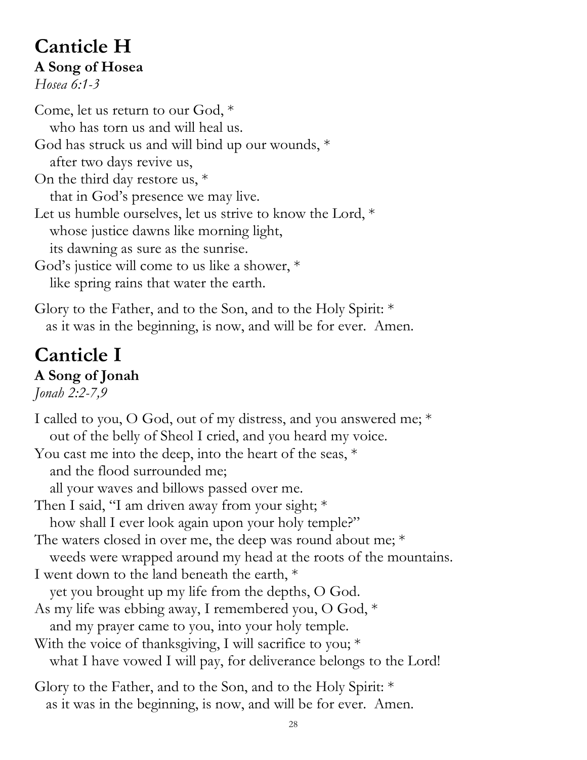# Canticle H

**A Song of Hosea**

*Hosea 6:1-3*

Come, let us return to our God, *
   who has torn us and will heal us.
God has struck us and will bind up our wounds, *
   after two days revive us,
On the third day restore us, *
   that in God's presence we may live.
Let us humble ourselves, let us strive to know the Lord, *
   whose justice dawns like morning light,
   its dawning as sure as the sunrise.
God's justice will come to us like a shower, *
   like spring rains that water the earth.

Glory to the Father, and to the Son, and to the Holy Spirit: *
   as it was in the beginning, is now, and will be for ever. Amen.

# Canticle I

**A Song of Jonah**

*Jonah 2:2-7,9*

I called to you, O God, out of my distress, and you answered me; *
   out of the belly of Sheol I cried, and you heard my voice.
You cast me into the deep, into the heart of the seas, *
   and the flood surrounded me;
   all your waves and billows passed over me.
Then I said, "I am driven away from your sight; *
   how shall I ever look again upon your holy temple?"
The waters closed in over me, the deep was round about me; *
   weeds were wrapped around my head at the roots of the mountains.
I went down to the land beneath the earth, *
   yet you brought up my life from the depths, O God.
As my life was ebbing away, I remembered you, O God, *
   and my prayer came to you, into your holy temple.
With the voice of thanksgiving, I will sacrifice to you; *
   what I have vowed I will pay, for deliverance belongs to the Lord!

Glory to the Father, and to the Son, and to the Holy Spirit: *
   as it was in the beginning, is now, and will be for ever. Amen.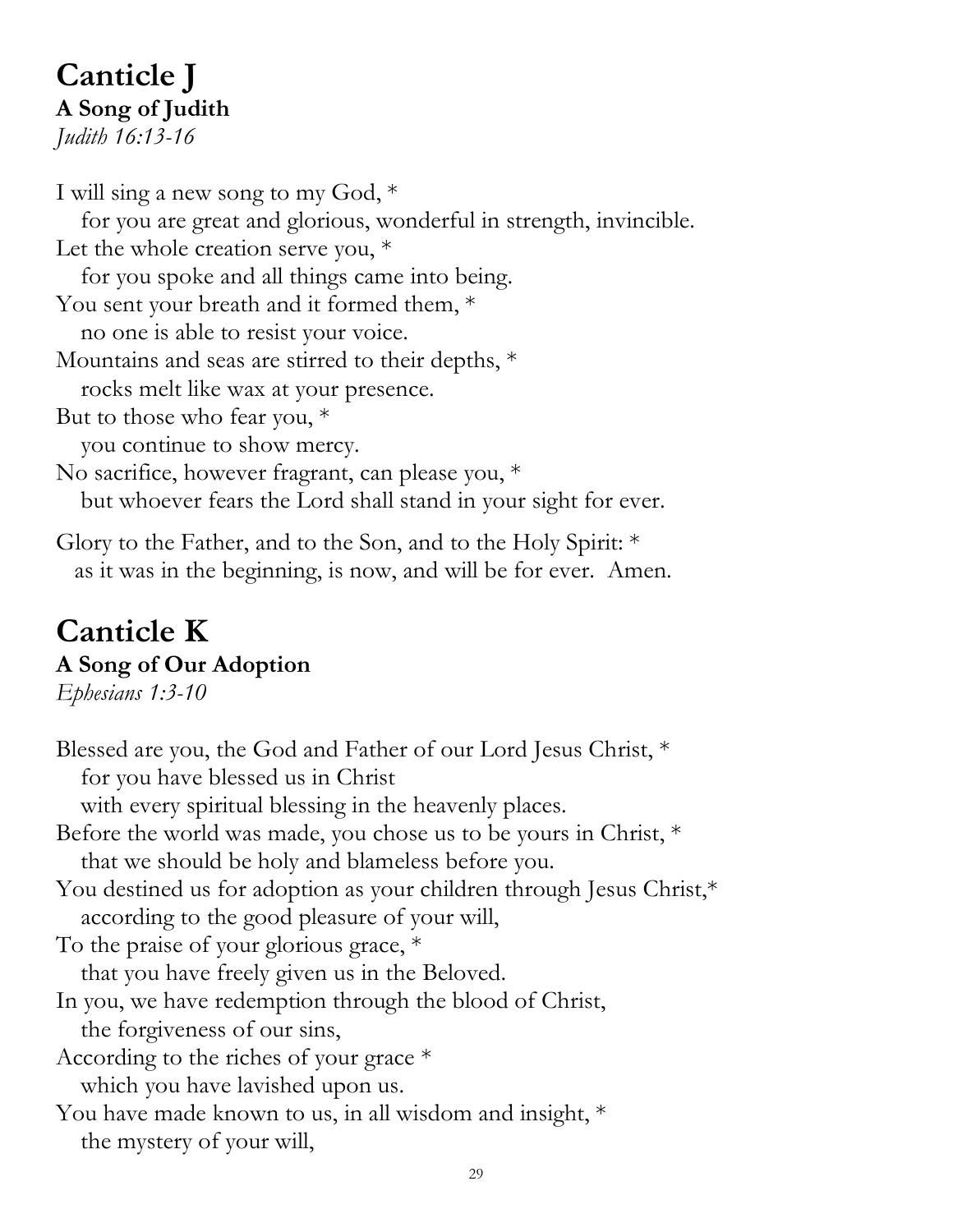# Canticle J

**A Song of Judith**

*Judith 16:13-16*

I will sing a new song to my God, *
   for you are great and glorious, wonderful in strength, invincible.
Let the whole creation serve you, *
   for you spoke and all things came into being.
You sent your breath and it formed them, *
   no one is able to resist your voice.
Mountains and seas are stirred to their depths, *
   rocks melt like wax at your presence.
But to those who fear you, *
   you continue to show mercy.
No sacrifice, however fragrant, can please you, *
   but whoever fears the Lord shall stand in your sight for ever.

Glory to the Father, and to the Son, and to the Holy Spirit: *
   as it was in the beginning, is now, and will be for ever. Amen.

# Canticle K

**A Song of Our Adoption**

*Ephesians 1:3-10*

Blessed are you, the God and Father of our Lord Jesus Christ, *
   for you have blessed us in Christ
   with every spiritual blessing in the heavenly places.
Before the world was made, you chose us to be yours in Christ, *
   that we should be holy and blameless before you.
You destined us for adoption as your children through Jesus Christ,*
   according to the good pleasure of your will,
To the praise of your glorious grace, *
   that you have freely given us in the Beloved.
In you, we have redemption through the blood of Christ,
   the forgiveness of our sins,
According to the riches of your grace *
   which you have lavished upon us.
You have made known to us, in all wisdom and insight, *
   the mystery of your will,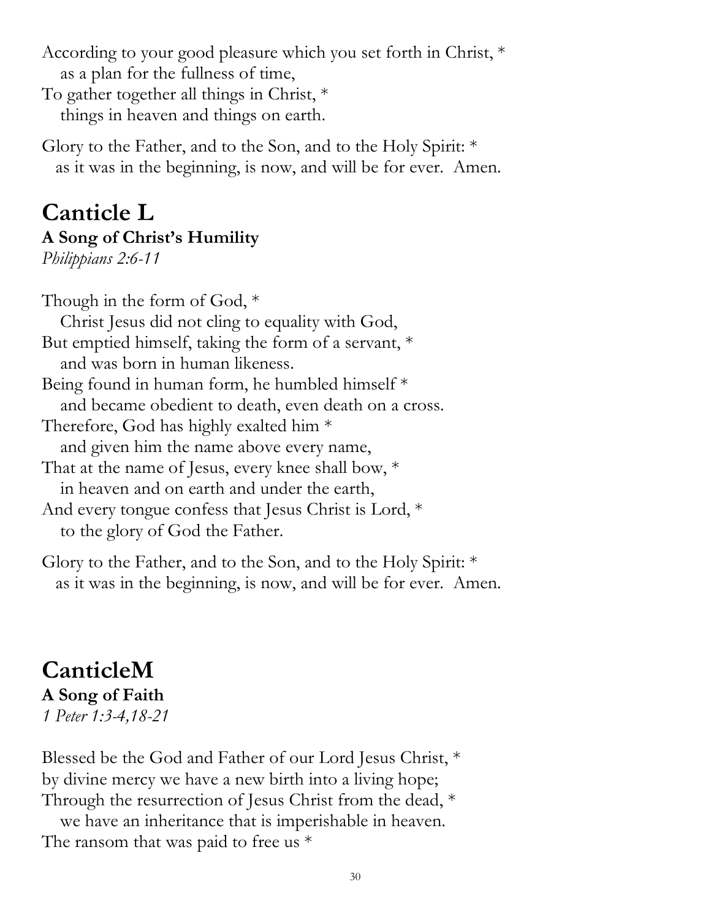According to your good pleasure which you set forth in Christ, *
   as a plan for the fullness of time,
To gather together all things in Christ, *
   things in heaven and things on earth.

Glory to the Father, and to the Son, and to the Holy Spirit: *
   as it was in the beginning, is now, and will be for ever.  Amen.

# Canticle L

**A Song of Christ's Humility**

*Philippians 2:6-11*

Though in the form of God, *
   Christ Jesus did not cling to equality with God,
But emptied himself, taking the form of a servant, *
   and was born in human likeness.
Being found in human form, he humbled himself *
   and became obedient to death, even death on a cross.
Therefore, God has highly exalted him *
   and given him the name above every name,
That at the name of Jesus, every knee shall bow, *
   in heaven and on earth and under the earth,
And every tongue confess that Jesus Christ is Lord, *
   to the glory of God the Father.

Glory to the Father, and to the Son, and to the Holy Spirit: *
   as it was in the beginning, is now, and will be for ever.  Amen.

# CanticleM

**A Song of Faith**

*1 Peter 1:3-4,18-21*

Blessed be the God and Father of our Lord Jesus Christ, *
by divine mercy we have a new birth into a living hope;
Through the resurrection of Jesus Christ from the dead, *
   we have an inheritance that is imperishable in heaven.
The ransom that was paid to free us *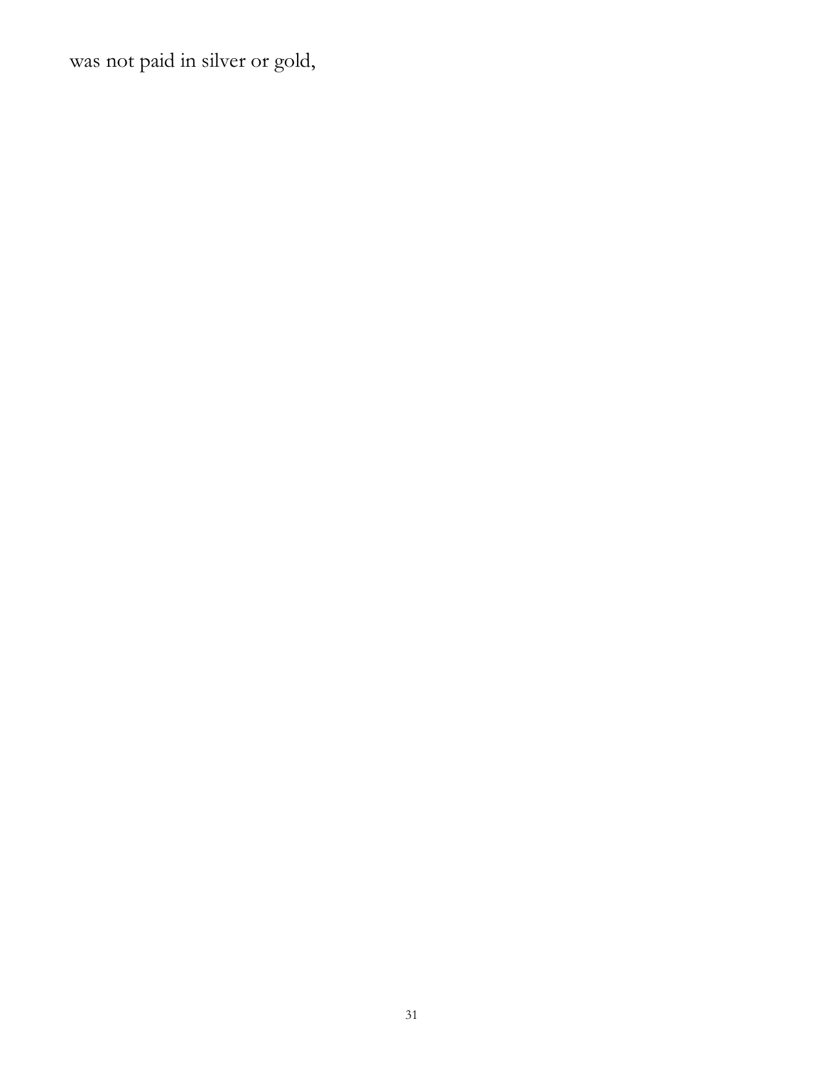was not paid in silver or gold,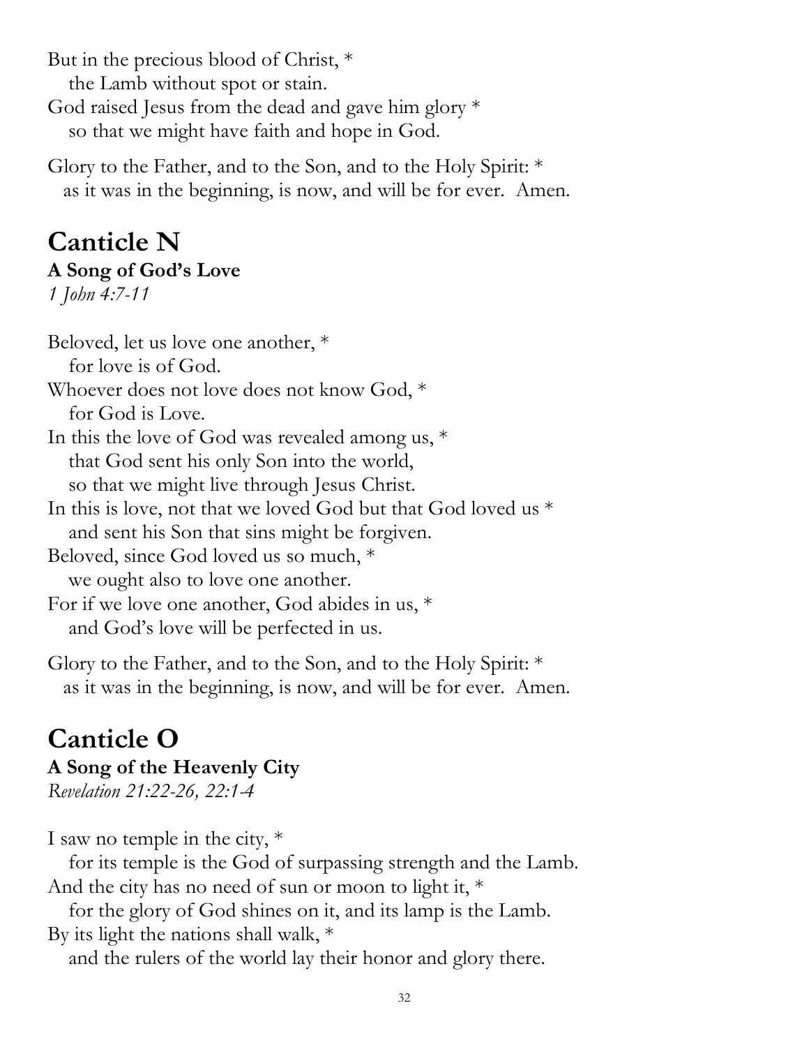But in the precious blood of Christ, *
the Lamb without spot or stain.
God raised Jesus from the dead and gave him glory *
so that we might have faith and hope in God.

Glory to the Father, and to the Son, and to the Holy Spirit: *
as it was in the beginning, is now, and will be for ever. Amen.

# Canticle N

**A Song of God's Love**

*1 John 4:7-11*

Beloved, let us love one another, *
for love is of God.
Whoever does not love does not know God, *
for God is Love.
In this the love of God was revealed among us, *
that God sent his only Son into the world,
so that we might live through Jesus Christ.
In this is love, not that we loved God but that God loved us *
and sent his Son that sins might be forgiven.
Beloved, since God loved us so much, *
we ought also to love one another.
For if we love one another, God abides in us, *
and God's love will be perfected in us.

Glory to the Father, and to the Son, and to the Holy Spirit: *
as it was in the beginning, is now, and will be for ever. Amen.

# Canticle O

**A Song of the Heavenly City**

*Revelation 21:22-26, 22:1-4*

I saw no temple in the city, *
for its temple is the God of surpassing strength and the Lamb.
And the city has no need of sun or moon to light it, *
for the glory of God shines on it, and its lamp is the Lamb.
By its light the nations shall walk, *
and the rulers of the world lay their honor and glory there.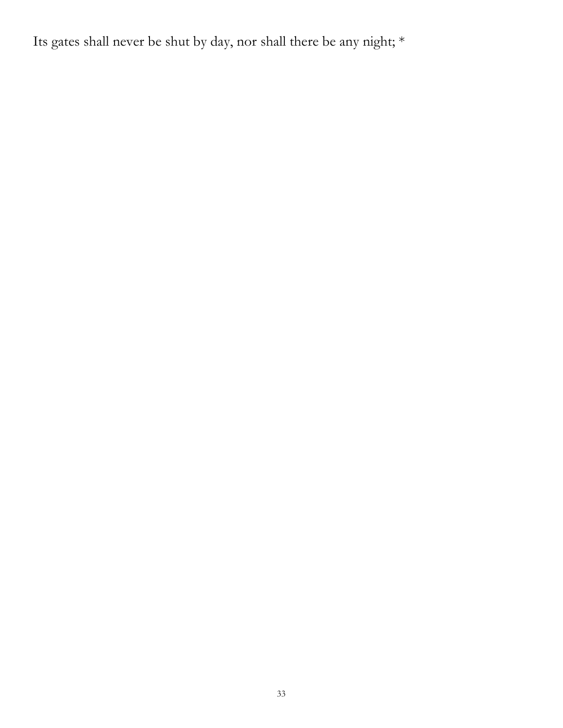Its gates shall never be shut by day, nor shall there be any night; *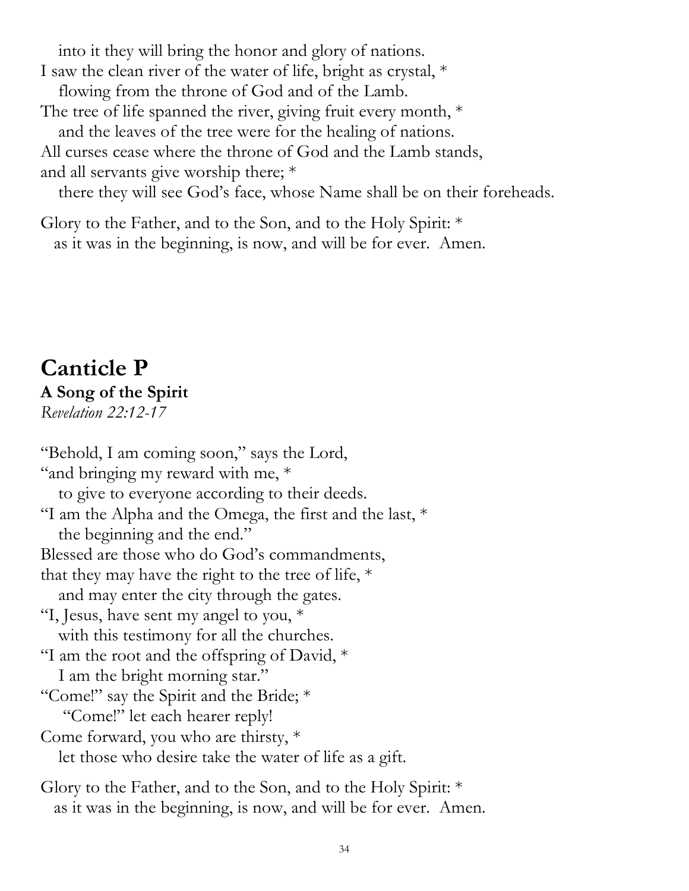into it they will bring the honor and glory of nations.
I saw the clean river of the water of life, bright as crystal, *
flowing from the throne of God and of the Lamb.
The tree of life spanned the river, giving fruit every month, *
and the leaves of the tree were for the healing of nations.
All curses cease where the throne of God and the Lamb stands,
and all servants give worship there; *
there they will see God's face, whose Name shall be on their foreheads.

Glory to the Father, and to the Son, and to the Holy Spirit: *
as it was in the beginning, is now, and will be for ever. Amen.

## Canticle P

**A Song of the Spirit**

*Revelation 22:12-17*

"Behold, I am coming soon," says the Lord,
"and bringing my reward with me, *
to give to everyone according to their deeds.
"I am the Alpha and the Omega, the first and the last, *
the beginning and the end."
Blessed are those who do God's commandments,
that they may have the right to the tree of life, *
and may enter the city through the gates.
"I, Jesus, have sent my angel to you, *
with this testimony for all the churches.
"I am the root and the offspring of David, *
I am the bright morning star."
"Come!" say the Spirit and the Bride; *
"Come!" let each hearer reply!
Come forward, you who are thirsty, *
let those who desire take the water of life as a gift.

Glory to the Father, and to the Son, and to the Holy Spirit: *
as it was in the beginning, is now, and will be for ever. Amen.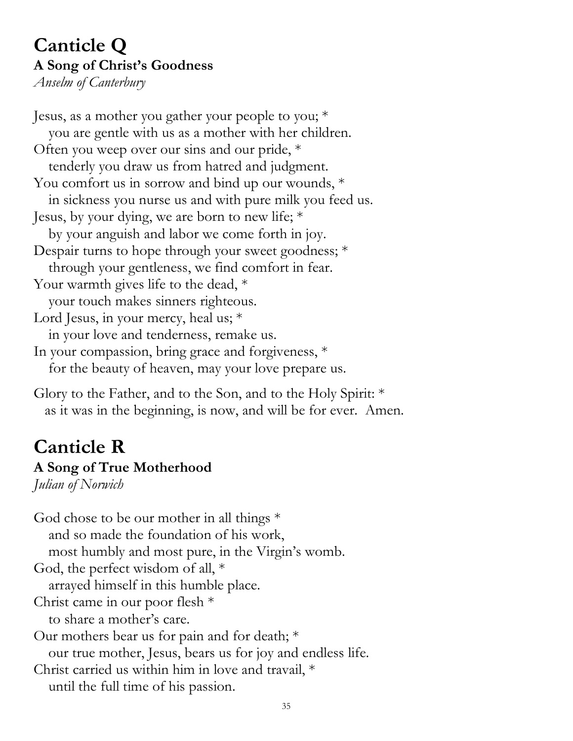# Canticle Q

**A Song of Christ's Goodness**

*Anselm of Canterbury*

Jesus, as a mother you gather your people to you; *
   you are gentle with us as a mother with her children.
Often you weep over our sins and our pride, *
   tenderly you draw us from hatred and judgment.
You comfort us in sorrow and bind up our wounds, *
   in sickness you nurse us and with pure milk you feed us.
Jesus, by your dying, we are born to new life; *
   by your anguish and labor we come forth in joy.
Despair turns to hope through your sweet goodness; *
   through your gentleness, we find comfort in fear.
Your warmth gives life to the dead, *
   your touch makes sinners righteous.
Lord Jesus, in your mercy, heal us; *
   in your love and tenderness, remake us.
In your compassion, bring grace and forgiveness, *
   for the beauty of heaven, may your love prepare us.

Glory to the Father, and to the Son, and to the Holy Spirit: *
   as it was in the beginning, is now, and will be for ever. Amen.

# Canticle R

**A Song of True Motherhood**

*Julian of Norwich*

God chose to be our mother in all things *
   and so made the foundation of his work,
   most humbly and most pure, in the Virgin's womb.
God, the perfect wisdom of all, *
   arrayed himself in this humble place.
Christ came in our poor flesh *
   to share a mother's care.
Our mothers bear us for pain and for death; *
   our true mother, Jesus, bears us for joy and endless life.
Christ carried us within him in love and travail, *
   until the full time of his passion.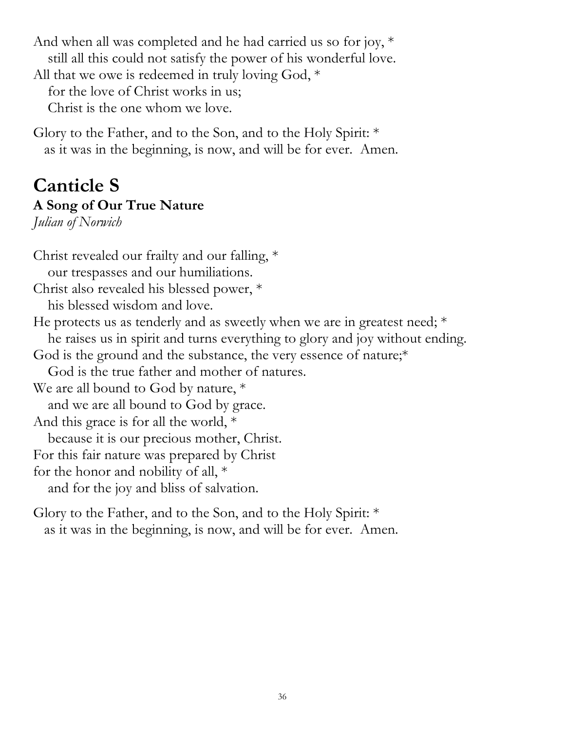And when all was completed and he had carried us so for joy, *
still all this could not satisfy the power of his wonderful love.
All that we owe is redeemed in truly loving God, *
for the love of Christ works in us;
Christ is the one whom we love.

Glory to the Father, and to the Son, and to the Holy Spirit: *
as it was in the beginning, is now, and will be for ever. Amen.

# Canticle S

### A Song of Our True Nature

*Julian of Norwich*

Christ revealed our frailty and our falling, *
our trespasses and our humiliations.
Christ also revealed his blessed power, *
his blessed wisdom and love.
He protects us as tenderly and as sweetly when we are in greatest need; *
he raises us in spirit and turns everything to glory and joy without ending.
God is the ground and the substance, the very essence of nature;*
God is the true father and mother of natures.
We are all bound to God by nature, *
and we are all bound to God by grace.
And this grace is for all the world, *
because it is our precious mother, Christ.
For this fair nature was prepared by Christ
for the honor and nobility of all, *
and for the joy and bliss of salvation.

Glory to the Father, and to the Son, and to the Holy Spirit: *
as it was in the beginning, is now, and will be for ever. Amen.